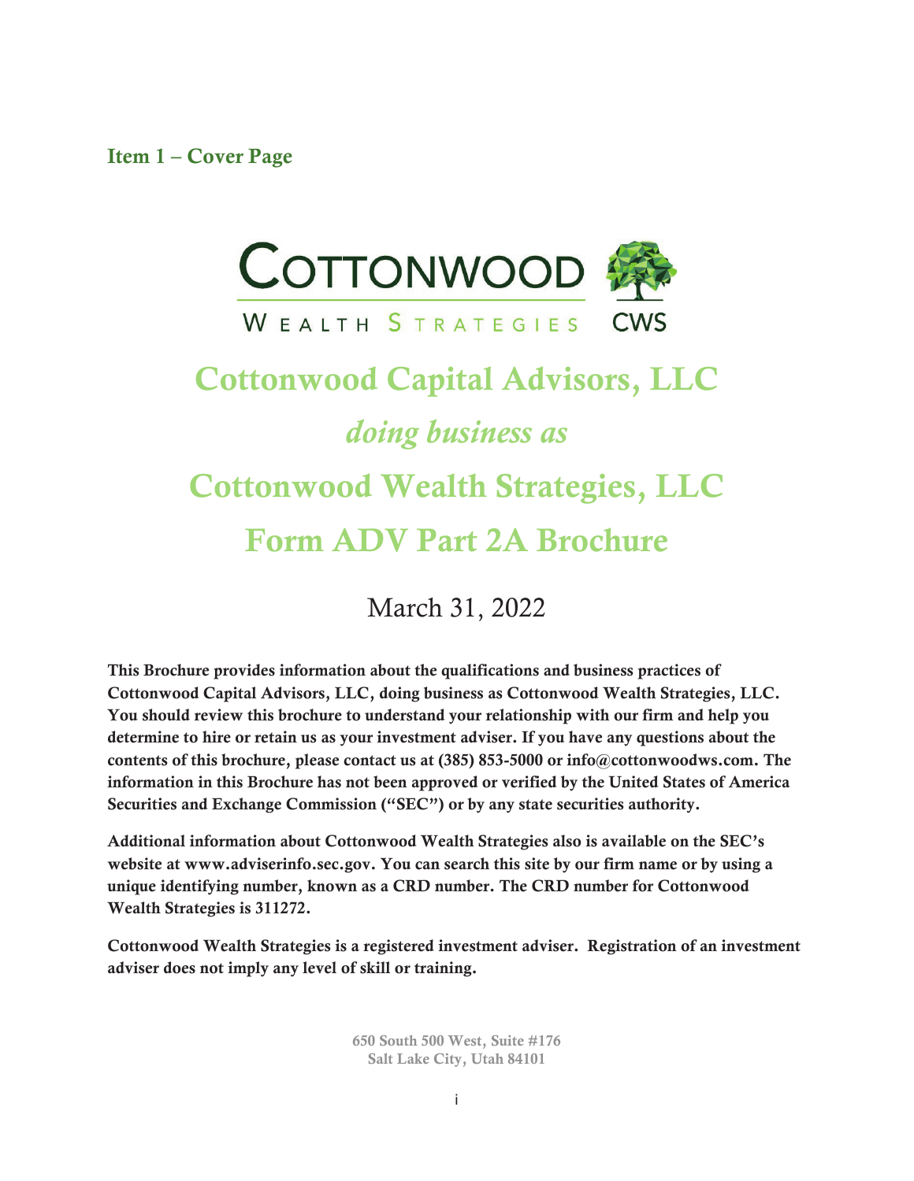## Item 1 – Cover Page

COTTONWOOD WEALTH STRATEGIES CWS

# Cottonwood Capital Advisors, LLC

*doing business as*

# Cottonwood Wealth Strategies, LLC

# Form ADV Part 2A Brochure

March 31, 2022

**This Brochure provides information about the qualifications and business practices of Cottonwood Capital Advisors, LLC, doing business as Cottonwood Wealth Strategies, LLC. You should review this brochure to understand your relationship with our firm and help you determine to hire or retain us as your investment adviser. If you have any questions about the contents of this brochure, please contact us at (385) 853-5000 or info@cottonwoodws.com. The information in this Brochure has not been approved or verified by the United States of America Securities and Exchange Commission ("SEC") or by any state securities authority.**

**Additional information about Cottonwood Wealth Strategies also is available on the SEC's website at www.adviserinfo.sec.gov. You can search this site by our firm name or by using a unique identifying number, known as a CRD number. The CRD number for Cottonwood Wealth Strategies is 311272.**

**Cottonwood Wealth Strategies is a registered investment adviser. Registration of an investment adviser does not imply any level of skill or training.**

650 South 500 West, Suite #176
Salt Lake City, Utah 84101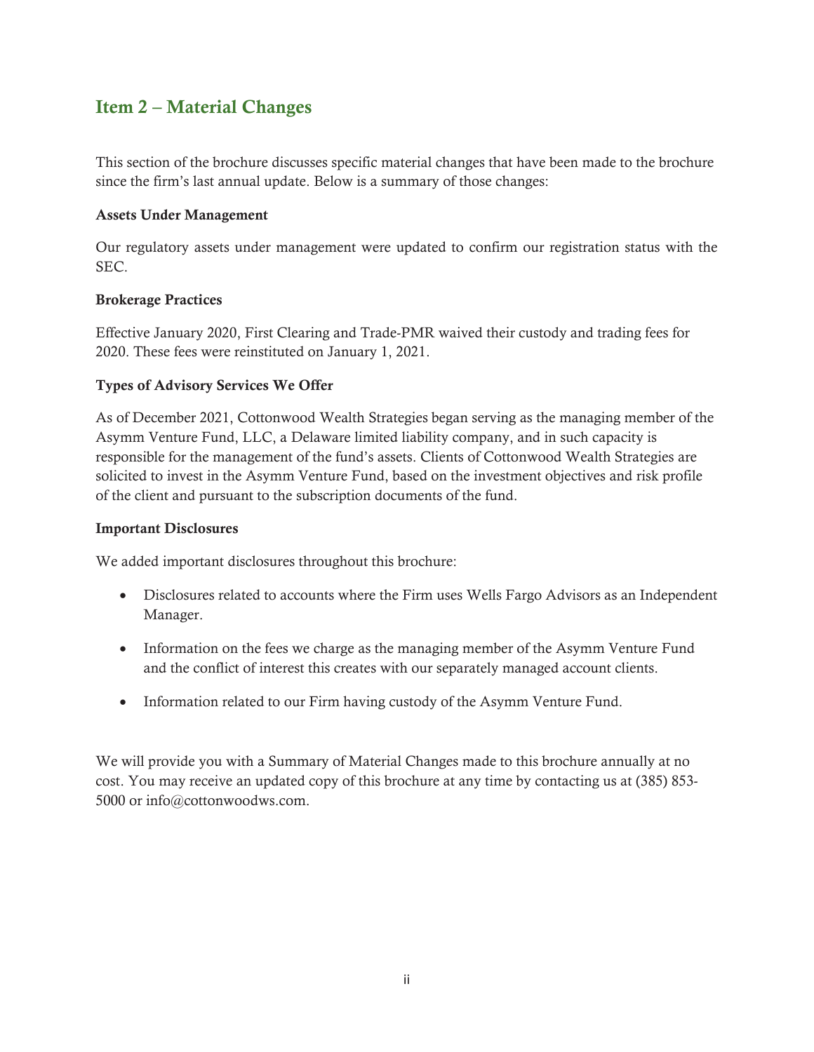## Item 2 – Material Changes

This section of the brochure discusses specific material changes that have been made to the brochure since the firm's last annual update. Below is a summary of those changes:

**Assets Under Management**

Our regulatory assets under management were updated to confirm our registration status with the SEC.

**Brokerage Practices**

Effective January 2020, First Clearing and Trade-PMR waived their custody and trading fees for 2020. These fees were reinstituted on January 1, 2021.

**Types of Advisory Services We Offer**

As of December 2021, Cottonwood Wealth Strategies began serving as the managing member of the Asymm Venture Fund, LLC, a Delaware limited liability company, and in such capacity is responsible for the management of the fund's assets. Clients of Cottonwood Wealth Strategies are solicited to invest in the Asymm Venture Fund, based on the investment objectives and risk profile of the client and pursuant to the subscription documents of the fund.

**Important Disclosures**

We added important disclosures throughout this brochure:

- Disclosures related to accounts where the Firm uses Wells Fargo Advisors as an Independent Manager.
- Information on the fees we charge as the managing member of the Asymm Venture Fund and the conflict of interest this creates with our separately managed account clients.
- Information related to our Firm having custody of the Asymm Venture Fund.

We will provide you with a Summary of Material Changes made to this brochure annually at no cost. You may receive an updated copy of this brochure at any time by contacting us at (385) 853-5000 or info@cottonwoodws.com.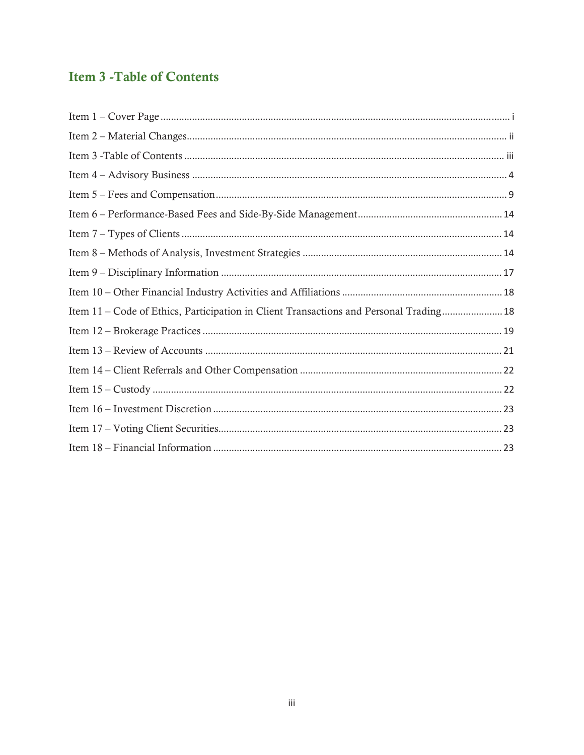## Item 3 -Table of Contents

Item 1 – Cover Page ........................................................................................................................ i

Item 2 – Material Changes............................................................................................................. ii

Item 3 -Table of Contents ............................................................................................................ iii

Item 4 – Advisory Business ........................................................................................................... 4

Item 5 – Fees and Compensation................................................................................................... 9

Item 6 – Performance-Based Fees and Side-By-Side Management............................................ 14

Item 7 – Types of Clients ............................................................................................................ 14

Item 8 – Methods of Analysis, Investment Strategies ................................................................. 14

Item 9 – Disciplinary Information ............................................................................................... 17

Item 10 – Other Financial Industry Activities and Affiliations .................................................. 18

Item 11 – Code of Ethics, Participation in Client Transactions and Personal Trading ............... 18

Item 12 – Brokerage Practices ..................................................................................................... 19

Item 13 – Review of Accounts ..................................................................................................... 21

Item 14 – Client Referrals and Other Compensation .................................................................. 22

Item 15 – Custody ........................................................................................................................ 22

Item 16 – Investment Discretion .................................................................................................. 23

Item 17 – Voting Client Securities............................................................................................... 23

Item 18 – Financial Information .................................................................................................. 23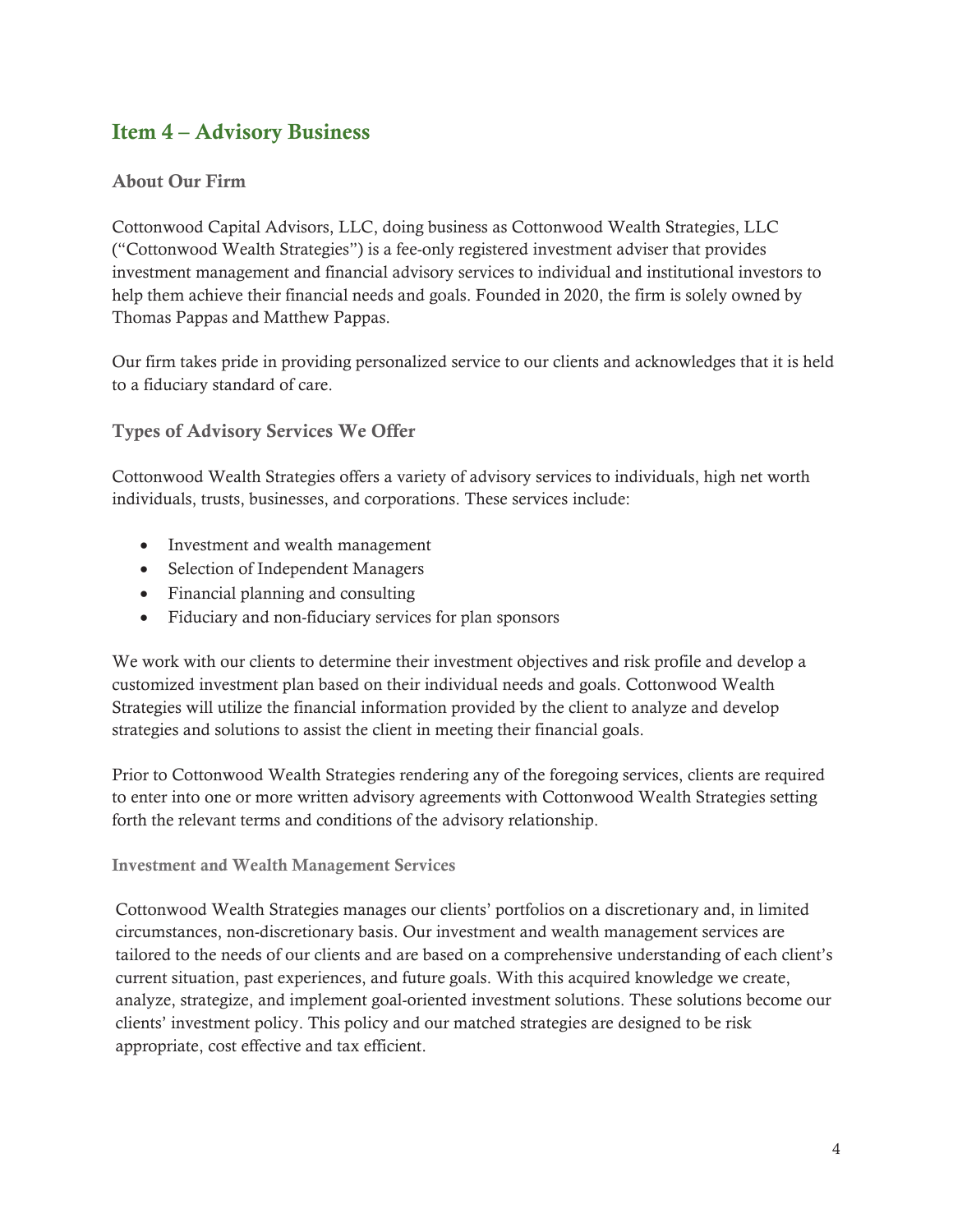## Item 4 – Advisory Business

### About Our Firm

Cottonwood Capital Advisors, LLC, doing business as Cottonwood Wealth Strategies, LLC ("Cottonwood Wealth Strategies") is a fee-only registered investment adviser that provides investment management and financial advisory services to individual and institutional investors to help them achieve their financial needs and goals. Founded in 2020, the firm is solely owned by Thomas Pappas and Matthew Pappas.

Our firm takes pride in providing personalized service to our clients and acknowledges that it is held to a fiduciary standard of care.

### Types of Advisory Services We Offer

Cottonwood Wealth Strategies offers a variety of advisory services to individuals, high net worth individuals, trusts, businesses, and corporations. These services include:

- Investment and wealth management
- Selection of Independent Managers
- Financial planning and consulting
- Fiduciary and non-fiduciary services for plan sponsors

We work with our clients to determine their investment objectives and risk profile and develop a customized investment plan based on their individual needs and goals. Cottonwood Wealth Strategies will utilize the financial information provided by the client to analyze and develop strategies and solutions to assist the client in meeting their financial goals.

Prior to Cottonwood Wealth Strategies rendering any of the foregoing services, clients are required to enter into one or more written advisory agreements with Cottonwood Wealth Strategies setting forth the relevant terms and conditions of the advisory relationship.

#### Investment and Wealth Management Services

Cottonwood Wealth Strategies manages our clients' portfolios on a discretionary and, in limited circumstances, non-discretionary basis. Our investment and wealth management services are tailored to the needs of our clients and are based on a comprehensive understanding of each client's current situation, past experiences, and future goals. With this acquired knowledge we create, analyze, strategize, and implement goal-oriented investment solutions. These solutions become our clients' investment policy. This policy and our matched strategies are designed to be risk appropriate, cost effective and tax efficient.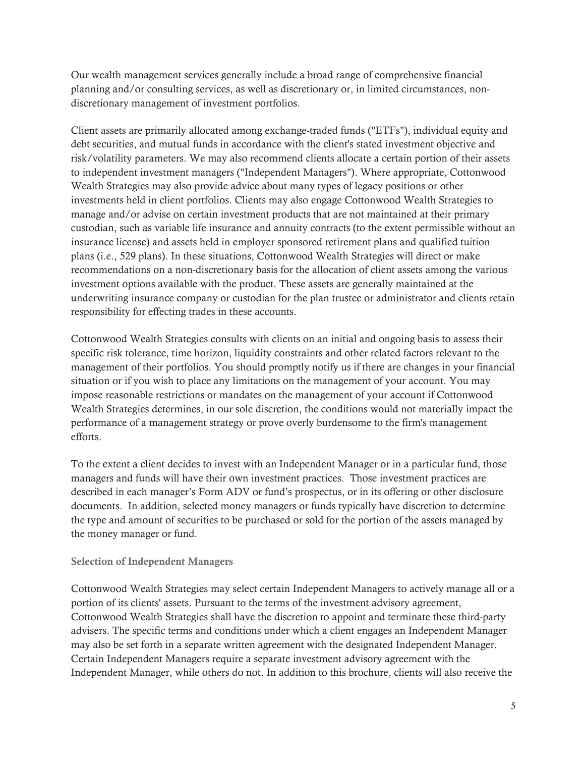Our wealth management services generally include a broad range of comprehensive financial planning and/or consulting services, as well as discretionary or, in limited circumstances, non-discretionary management of investment portfolios.

Client assets are primarily allocated among exchange-traded funds ("ETFs"), individual equity and debt securities, and mutual funds in accordance with the client's stated investment objective and risk/volatility parameters. We may also recommend clients allocate a certain portion of their assets to independent investment managers ("Independent Managers"). Where appropriate, Cottonwood Wealth Strategies may also provide advice about many types of legacy positions or other investments held in client portfolios. Clients may also engage Cottonwood Wealth Strategies to manage and/or advise on certain investment products that are not maintained at their primary custodian, such as variable life insurance and annuity contracts (to the extent permissible without an insurance license) and assets held in employer sponsored retirement plans and qualified tuition plans (i.e., 529 plans). In these situations, Cottonwood Wealth Strategies will direct or make recommendations on a non-discretionary basis for the allocation of client assets among the various investment options available with the product. These assets are generally maintained at the underwriting insurance company or custodian for the plan trustee or administrator and clients retain responsibility for effecting trades in these accounts.

Cottonwood Wealth Strategies consults with clients on an initial and ongoing basis to assess their specific risk tolerance, time horizon, liquidity constraints and other related factors relevant to the management of their portfolios. You should promptly notify us if there are changes in your financial situation or if you wish to place any limitations on the management of your account. You may impose reasonable restrictions or mandates on the management of your account if Cottonwood Wealth Strategies determines, in our sole discretion, the conditions would not materially impact the performance of a management strategy or prove overly burdensome to the firm's management efforts.

To the extent a client decides to invest with an Independent Manager or in a particular fund, those managers and funds will have their own investment practices. Those investment practices are described in each manager's Form ADV or fund's prospectus, or in its offering or other disclosure documents. In addition, selected money managers or funds typically have discretion to determine the type and amount of securities to be purchased or sold for the portion of the assets managed by the money manager or fund.

### Selection of Independent Managers

Cottonwood Wealth Strategies may select certain Independent Managers to actively manage all or a portion of its clients' assets. Pursuant to the terms of the investment advisory agreement, Cottonwood Wealth Strategies shall have the discretion to appoint and terminate these third-party advisers. The specific terms and conditions under which a client engages an Independent Manager may also be set forth in a separate written agreement with the designated Independent Manager. Certain Independent Managers require a separate investment advisory agreement with the Independent Manager, while others do not. In addition to this brochure, clients will also receive the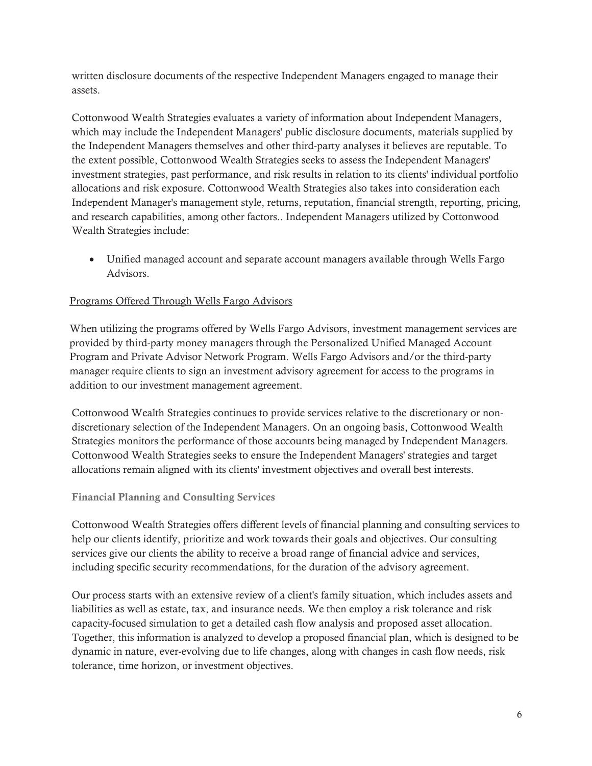written disclosure documents of the respective Independent Managers engaged to manage their assets.

Cottonwood Wealth Strategies evaluates a variety of information about Independent Managers, which may include the Independent Managers' public disclosure documents, materials supplied by the Independent Managers themselves and other third-party analyses it believes are reputable. To the extent possible, Cottonwood Wealth Strategies seeks to assess the Independent Managers' investment strategies, past performance, and risk results in relation to its clients' individual portfolio allocations and risk exposure. Cottonwood Wealth Strategies also takes into consideration each Independent Manager's management style, returns, reputation, financial strength, reporting, pricing, and research capabilities, among other factors.. Independent Managers utilized by Cottonwood Wealth Strategies include:

- Unified managed account and separate account managers available through Wells Fargo Advisors.

Programs Offered Through Wells Fargo Advisors

When utilizing the programs offered by Wells Fargo Advisors, investment management services are provided by third-party money managers through the Personalized Unified Managed Account Program and Private Advisor Network Program. Wells Fargo Advisors and/or the third-party manager require clients to sign an investment advisory agreement for access to the programs in addition to our investment management agreement.

Cottonwood Wealth Strategies continues to provide services relative to the discretionary or non-discretionary selection of the Independent Managers. On an ongoing basis, Cottonwood Wealth Strategies monitors the performance of those accounts being managed by Independent Managers. Cottonwood Wealth Strategies seeks to ensure the Independent Managers' strategies and target allocations remain aligned with its clients' investment objectives and overall best interests.

### Financial Planning and Consulting Services

Cottonwood Wealth Strategies offers different levels of financial planning and consulting services to help our clients identify, prioritize and work towards their goals and objectives. Our consulting services give our clients the ability to receive a broad range of financial advice and services, including specific security recommendations, for the duration of the advisory agreement.

Our process starts with an extensive review of a client's family situation, which includes assets and liabilities as well as estate, tax, and insurance needs. We then employ a risk tolerance and risk capacity-focused simulation to get a detailed cash flow analysis and proposed asset allocation. Together, this information is analyzed to develop a proposed financial plan, which is designed to be dynamic in nature, ever-evolving due to life changes, along with changes in cash flow needs, risk tolerance, time horizon, or investment objectives.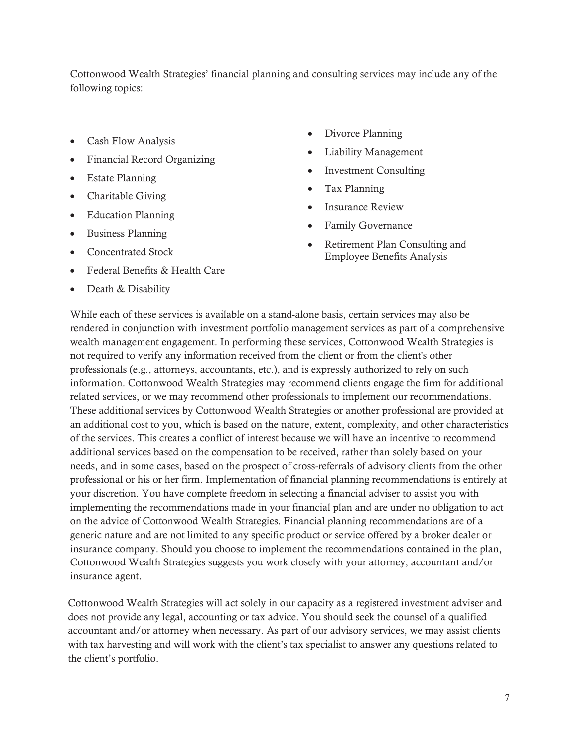Cottonwood Wealth Strategies' financial planning and consulting services may include any of the following topics:

- Cash Flow Analysis
- Financial Record Organizing
- Estate Planning
- Charitable Giving
- Education Planning
- Business Planning
- Concentrated Stock
- Federal Benefits & Health Care
- Death & Disability
- Divorce Planning
- Liability Management
- Investment Consulting
- Tax Planning
- Insurance Review
- Family Governance
- Retirement Plan Consulting and Employee Benefits Analysis

While each of these services is available on a stand-alone basis, certain services may also be rendered in conjunction with investment portfolio management services as part of a comprehensive wealth management engagement. In performing these services, Cottonwood Wealth Strategies is not required to verify any information received from the client or from the client's other professionals (e.g., attorneys, accountants, etc.), and is expressly authorized to rely on such information. Cottonwood Wealth Strategies may recommend clients engage the firm for additional related services, or we may recommend other professionals to implement our recommendations. These additional services by Cottonwood Wealth Strategies or another professional are provided at an additional cost to you, which is based on the nature, extent, complexity, and other characteristics of the services. This creates a conflict of interest because we will have an incentive to recommend additional services based on the compensation to be received, rather than solely based on your needs, and in some cases, based on the prospect of cross-referrals of advisory clients from the other professional or his or her firm. Implementation of financial planning recommendations is entirely at your discretion. You have complete freedom in selecting a financial adviser to assist you with implementing the recommendations made in your financial plan and are under no obligation to act on the advice of Cottonwood Wealth Strategies. Financial planning recommendations are of a generic nature and are not limited to any specific product or service offered by a broker dealer or insurance company. Should you choose to implement the recommendations contained in the plan, Cottonwood Wealth Strategies suggests you work closely with your attorney, accountant and/or insurance agent.

Cottonwood Wealth Strategies will act solely in our capacity as a registered investment adviser and does not provide any legal, accounting or tax advice. You should seek the counsel of a qualified accountant and/or attorney when necessary. As part of our advisory services, we may assist clients with tax harvesting and will work with the client's tax specialist to answer any questions related to the client's portfolio.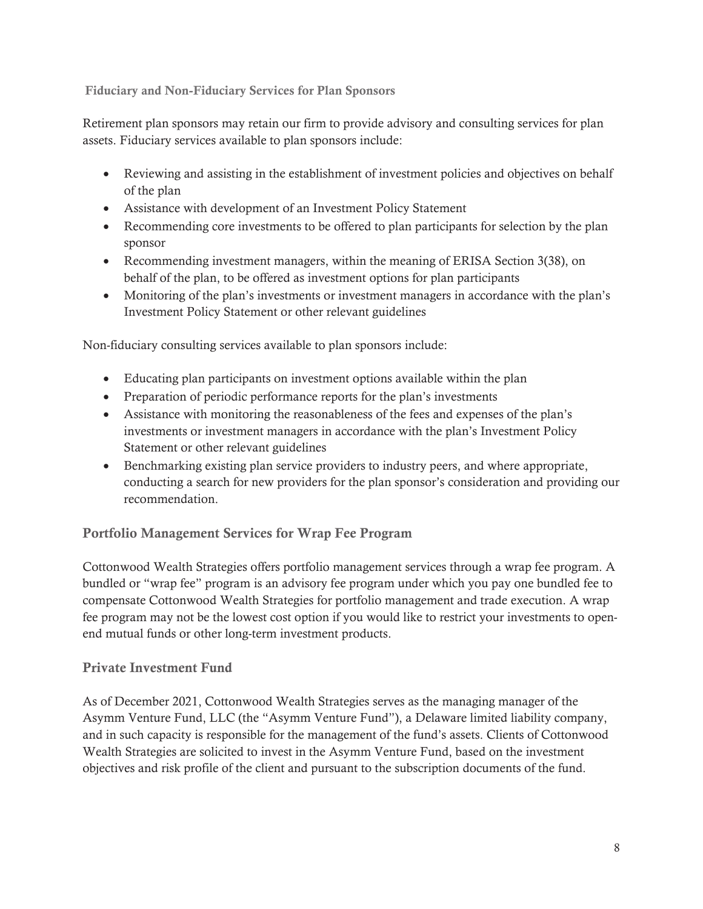### Fiduciary and Non-Fiduciary Services for Plan Sponsors

Retirement plan sponsors may retain our firm to provide advisory and consulting services for plan assets. Fiduciary services available to plan sponsors include:

- Reviewing and assisting in the establishment of investment policies and objectives on behalf of the plan
- Assistance with development of an Investment Policy Statement
- Recommending core investments to be offered to plan participants for selection by the plan sponsor
- Recommending investment managers, within the meaning of ERISA Section 3(38), on behalf of the plan, to be offered as investment options for plan participants
- Monitoring of the plan's investments or investment managers in accordance with the plan's Investment Policy Statement or other relevant guidelines

Non-fiduciary consulting services available to plan sponsors include:

- Educating plan participants on investment options available within the plan
- Preparation of periodic performance reports for the plan's investments
- Assistance with monitoring the reasonableness of the fees and expenses of the plan's investments or investment managers in accordance with the plan's Investment Policy Statement or other relevant guidelines
- Benchmarking existing plan service providers to industry peers, and where appropriate, conducting a search for new providers for the plan sponsor's consideration and providing our recommendation.

## Portfolio Management Services for Wrap Fee Program

Cottonwood Wealth Strategies offers portfolio management services through a wrap fee program. A bundled or "wrap fee" program is an advisory fee program under which you pay one bundled fee to compensate Cottonwood Wealth Strategies for portfolio management and trade execution. A wrap fee program may not be the lowest cost option if you would like to restrict your investments to open-end mutual funds or other long-term investment products.

## Private Investment Fund

As of December 2021, Cottonwood Wealth Strategies serves as the managing manager of the Asymm Venture Fund, LLC (the "Asymm Venture Fund"), a Delaware limited liability company, and in such capacity is responsible for the management of the fund's assets. Clients of Cottonwood Wealth Strategies are solicited to invest in the Asymm Venture Fund, based on the investment objectives and risk profile of the client and pursuant to the subscription documents of the fund.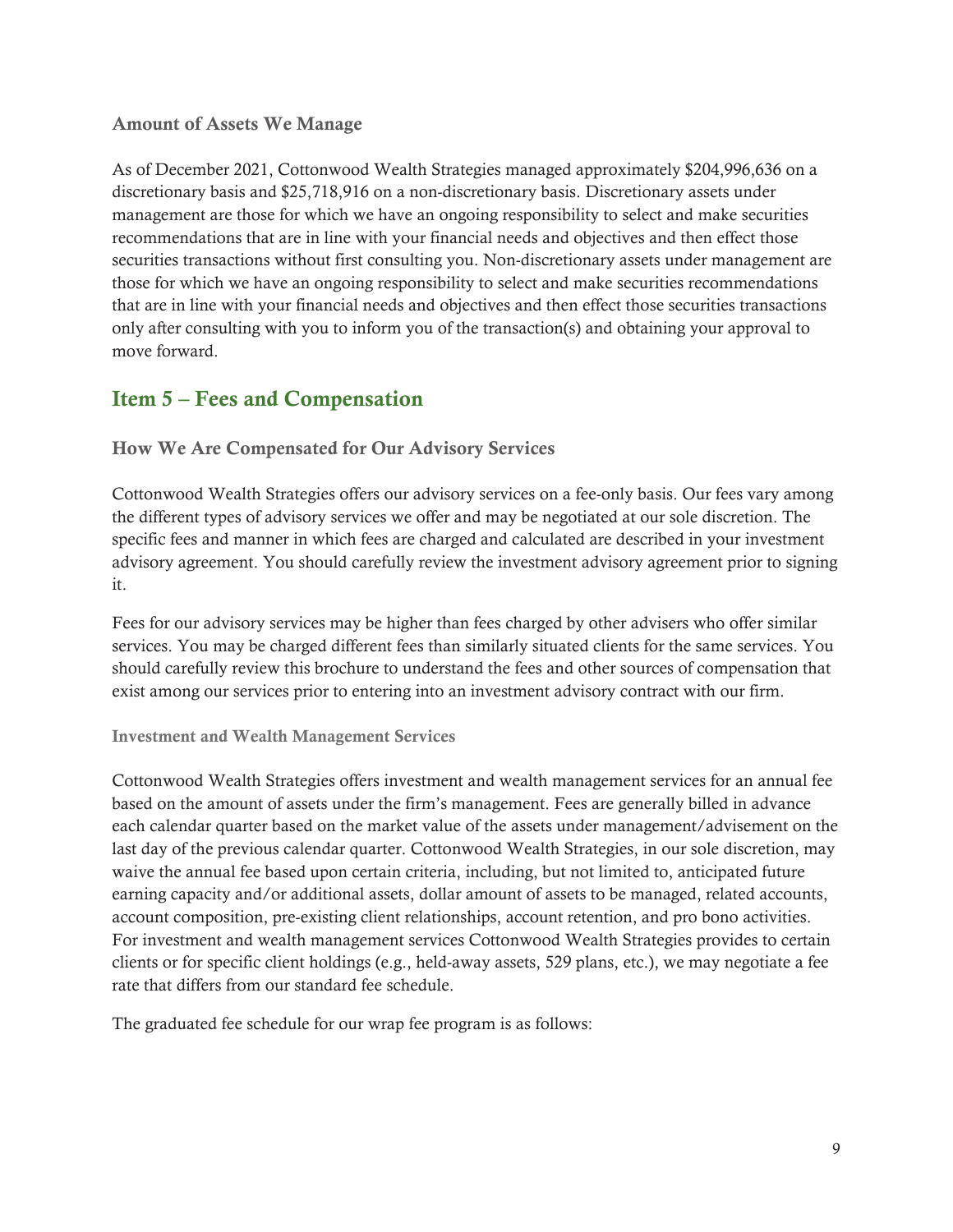### Amount of Assets We Manage

As of December 2021, Cottonwood Wealth Strategies managed approximately $204,996,636 on a discretionary basis and $25,718,916 on a non-discretionary basis. Discretionary assets under management are those for which we have an ongoing responsibility to select and make securities recommendations that are in line with your financial needs and objectives and then effect those securities transactions without first consulting you. Non-discretionary assets under management are those for which we have an ongoing responsibility to select and make securities recommendations that are in line with your financial needs and objectives and then effect those securities transactions only after consulting with you to inform you of the transaction(s) and obtaining your approval to move forward.

## Item 5 – Fees and Compensation

### How We Are Compensated for Our Advisory Services

Cottonwood Wealth Strategies offers our advisory services on a fee-only basis. Our fees vary among the different types of advisory services we offer and may be negotiated at our sole discretion. The specific fees and manner in which fees are charged and calculated are described in your investment advisory agreement. You should carefully review the investment advisory agreement prior to signing it.

Fees for our advisory services may be higher than fees charged by other advisers who offer similar services. You may be charged different fees than similarly situated clients for the same services. You should carefully review this brochure to understand the fees and other sources of compensation that exist among our services prior to entering into an investment advisory contract with our firm.

#### Investment and Wealth Management Services

Cottonwood Wealth Strategies offers investment and wealth management services for an annual fee based on the amount of assets under the firm's management. Fees are generally billed in advance each calendar quarter based on the market value of the assets under management/advisement on the last day of the previous calendar quarter. Cottonwood Wealth Strategies, in our sole discretion, may waive the annual fee based upon certain criteria, including, but not limited to, anticipated future earning capacity and/or additional assets, dollar amount of assets to be managed, related accounts, account composition, pre-existing client relationships, account retention, and pro bono activities. For investment and wealth management services Cottonwood Wealth Strategies provides to certain clients or for specific client holdings (e.g., held-away assets, 529 plans, etc.), we may negotiate a fee rate that differs from our standard fee schedule.

The graduated fee schedule for our wrap fee program is as follows: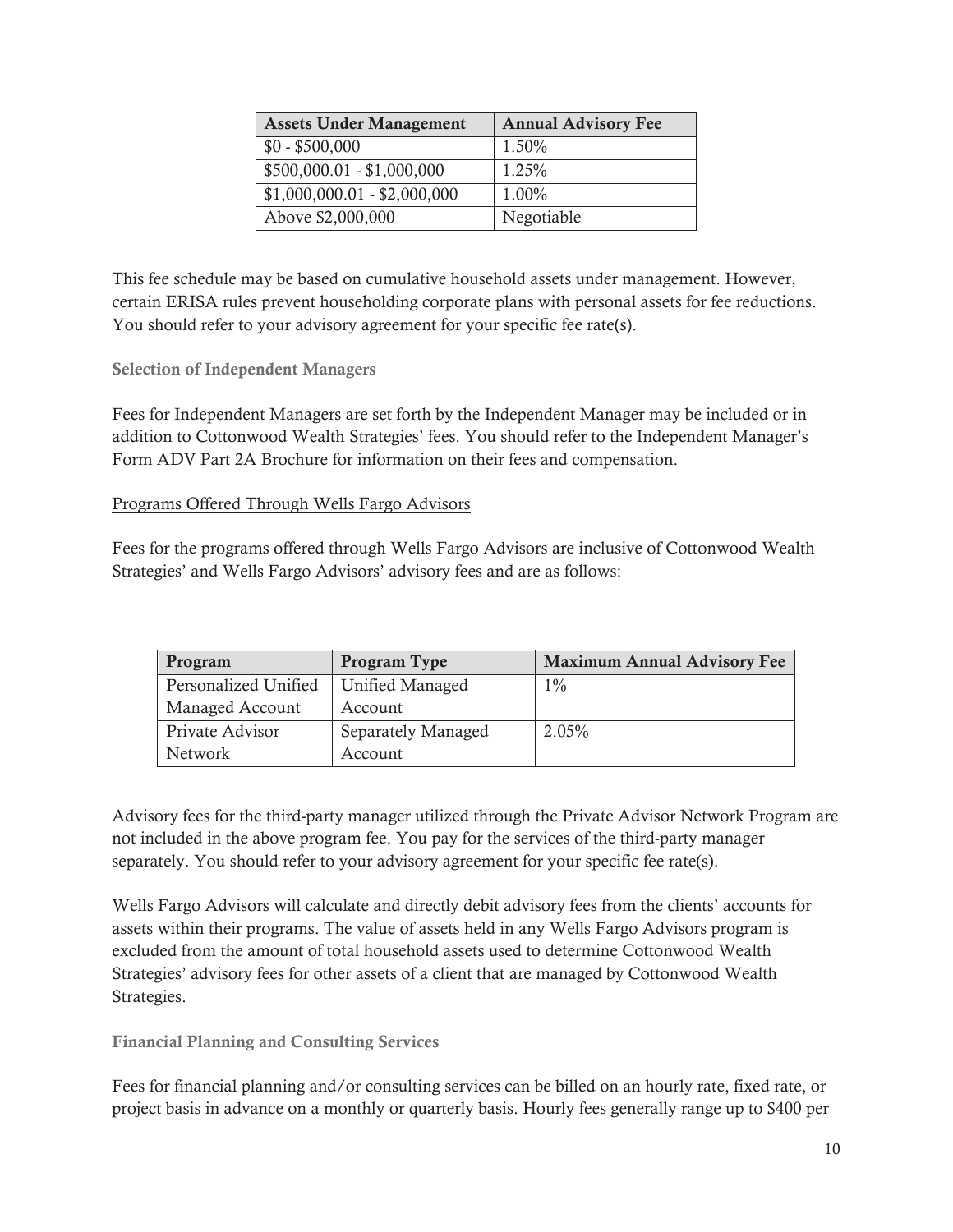| Assets Under Management | Annual Advisory Fee |
|---|---|
| $0 - $500,000 | 1.50% |
| $500,000.01 - $1,000,000 | 1.25% |
| $1,000,000.01 - $2,000,000 | 1.00% |
| Above $2,000,000 | Negotiable |

This fee schedule may be based on cumulative household assets under management. However, certain ERISA rules prevent householding corporate plans with personal assets for fee reductions. You should refer to your advisory agreement for your specific fee rate(s).

### Selection of Independent Managers

Fees for Independent Managers are set forth by the Independent Manager may be included or in addition to Cottonwood Wealth Strategies' fees. You should refer to the Independent Manager's Form ADV Part 2A Brochure for information on their fees and compensation.

<u>Programs Offered Through Wells Fargo Advisors</u>

Fees for the programs offered through Wells Fargo Advisors are inclusive of Cottonwood Wealth Strategies' and Wells Fargo Advisors' advisory fees and are as follows:

| Program | Program Type | Maximum Annual Advisory Fee |
|---|---|---|
| Personalized Unified Managed Account | Unified Managed Account | 1% |
| Private Advisor Network | Separately Managed Account | 2.05% |

Advisory fees for the third-party manager utilized through the Private Advisor Network Program are not included in the above program fee. You pay for the services of the third-party manager separately. You should refer to your advisory agreement for your specific fee rate(s).

Wells Fargo Advisors will calculate and directly debit advisory fees from the clients' accounts for assets within their programs. The value of assets held in any Wells Fargo Advisors program is excluded from the amount of total household assets used to determine Cottonwood Wealth Strategies' advisory fees for other assets of a client that are managed by Cottonwood Wealth Strategies.

### Financial Planning and Consulting Services

Fees for financial planning and/or consulting services can be billed on an hourly rate, fixed rate, or project basis in advance on a monthly or quarterly basis. Hourly fees generally range up to $400 per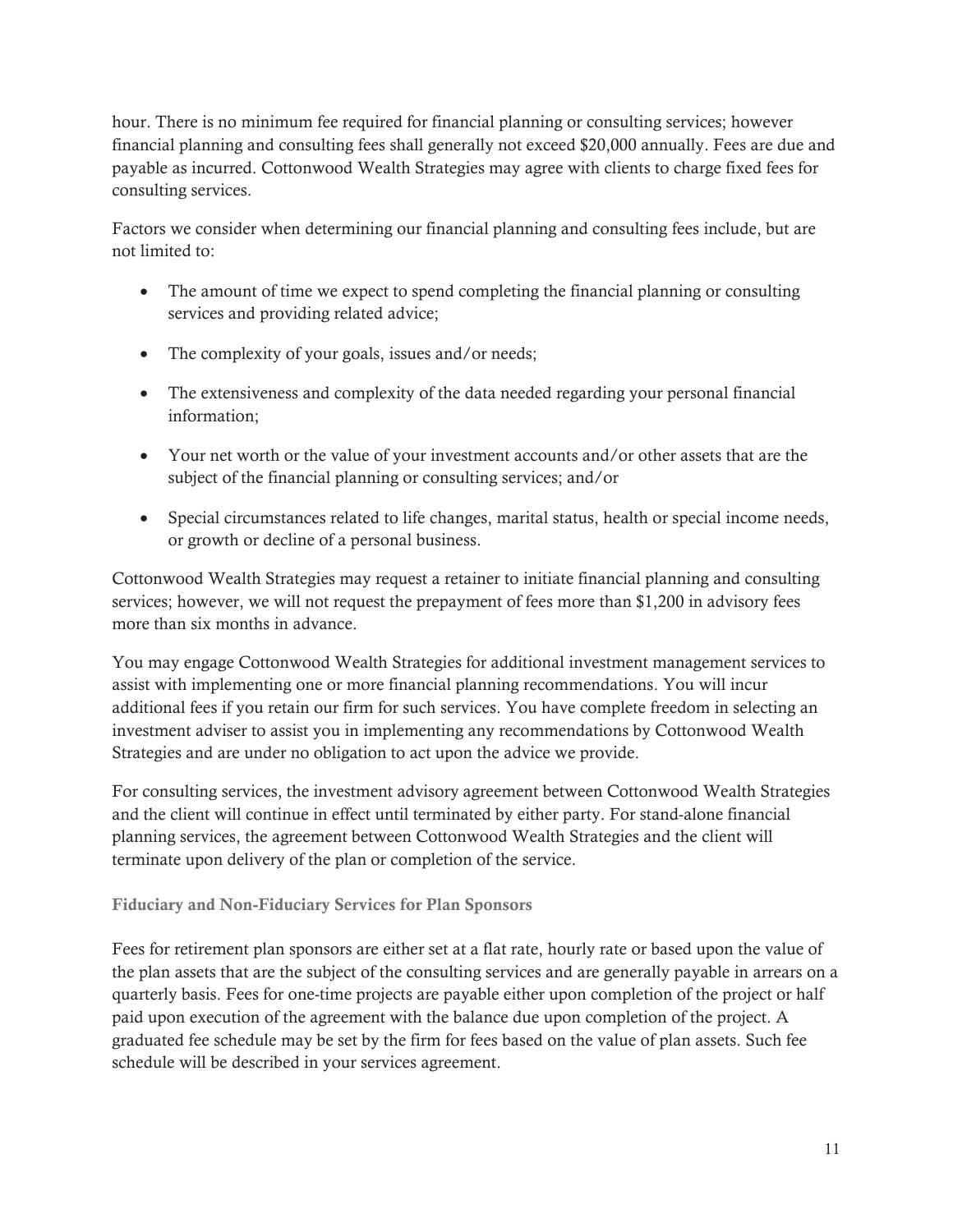hour. There is no minimum fee required for financial planning or consulting services; however financial planning and consulting fees shall generally not exceed $20,000 annually. Fees are due and payable as incurred. Cottonwood Wealth Strategies may agree with clients to charge fixed fees for consulting services.

Factors we consider when determining our financial planning and consulting fees include, but are not limited to:

- The amount of time we expect to spend completing the financial planning or consulting services and providing related advice;
- The complexity of your goals, issues and/or needs;
- The extensiveness and complexity of the data needed regarding your personal financial information;
- Your net worth or the value of your investment accounts and/or other assets that are the subject of the financial planning or consulting services; and/or
- Special circumstances related to life changes, marital status, health or special income needs, or growth or decline of a personal business.

Cottonwood Wealth Strategies may request a retainer to initiate financial planning and consulting services; however, we will not request the prepayment of fees more than $1,200 in advisory fees more than six months in advance.

You may engage Cottonwood Wealth Strategies for additional investment management services to assist with implementing one or more financial planning recommendations. You will incur additional fees if you retain our firm for such services. You have complete freedom in selecting an investment adviser to assist you in implementing any recommendations by Cottonwood Wealth Strategies and are under no obligation to act upon the advice we provide.

For consulting services, the investment advisory agreement between Cottonwood Wealth Strategies and the client will continue in effect until terminated by either party. For stand-alone financial planning services, the agreement between Cottonwood Wealth Strategies and the client will terminate upon delivery of the plan or completion of the service.

### Fiduciary and Non-Fiduciary Services for Plan Sponsors

Fees for retirement plan sponsors are either set at a flat rate, hourly rate or based upon the value of the plan assets that are the subject of the consulting services and are generally payable in arrears on a quarterly basis. Fees for one-time projects are payable either upon completion of the project or half paid upon execution of the agreement with the balance due upon completion of the project. A graduated fee schedule may be set by the firm for fees based on the value of plan assets. Such fee schedule will be described in your services agreement.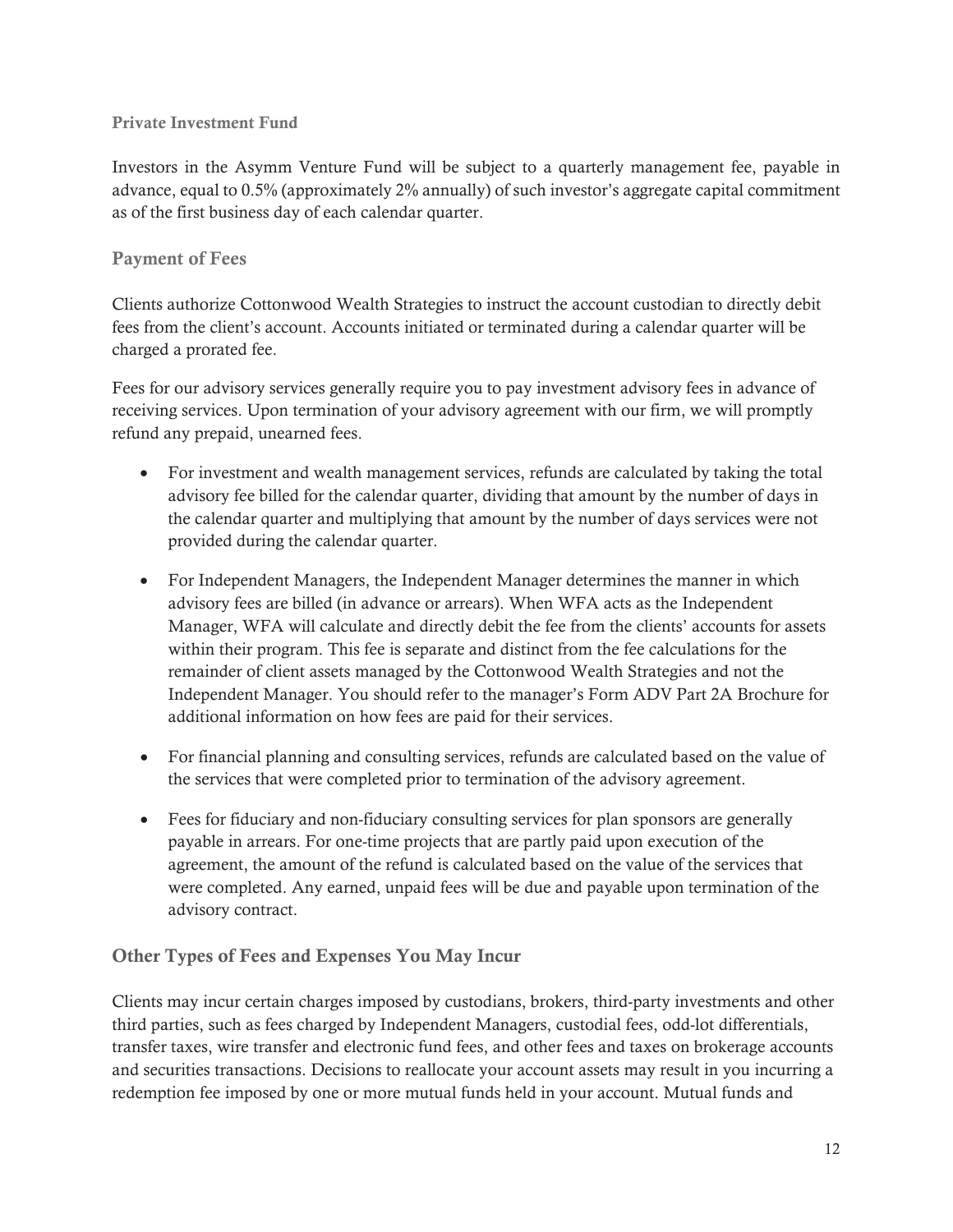### Private Investment Fund

Investors in the Asymm Venture Fund will be subject to a quarterly management fee, payable in advance, equal to 0.5% (approximately 2% annually) of such investor's aggregate capital commitment as of the first business day of each calendar quarter.

## Payment of Fees

Clients authorize Cottonwood Wealth Strategies to instruct the account custodian to directly debit fees from the client's account. Accounts initiated or terminated during a calendar quarter will be charged a prorated fee.

Fees for our advisory services generally require you to pay investment advisory fees in advance of receiving services. Upon termination of your advisory agreement with our firm, we will promptly refund any prepaid, unearned fees.

- For investment and wealth management services, refunds are calculated by taking the total advisory fee billed for the calendar quarter, dividing that amount by the number of days in the calendar quarter and multiplying that amount by the number of days services were not provided during the calendar quarter.
- For Independent Managers, the Independent Manager determines the manner in which advisory fees are billed (in advance or arrears). When WFA acts as the Independent Manager, WFA will calculate and directly debit the fee from the clients' accounts for assets within their program. This fee is separate and distinct from the fee calculations for the remainder of client assets managed by the Cottonwood Wealth Strategies and not the Independent Manager. You should refer to the manager's Form ADV Part 2A Brochure for additional information on how fees are paid for their services.
- For financial planning and consulting services, refunds are calculated based on the value of the services that were completed prior to termination of the advisory agreement.
- Fees for fiduciary and non-fiduciary consulting services for plan sponsors are generally payable in arrears. For one-time projects that are partly paid upon execution of the agreement, the amount of the refund is calculated based on the value of the services that were completed. Any earned, unpaid fees will be due and payable upon termination of the advisory contract.

## Other Types of Fees and Expenses You May Incur

Clients may incur certain charges imposed by custodians, brokers, third-party investments and other third parties, such as fees charged by Independent Managers, custodial fees, odd-lot differentials, transfer taxes, wire transfer and electronic fund fees, and other fees and taxes on brokerage accounts and securities transactions. Decisions to reallocate your account assets may result in you incurring a redemption fee imposed by one or more mutual funds held in your account. Mutual funds and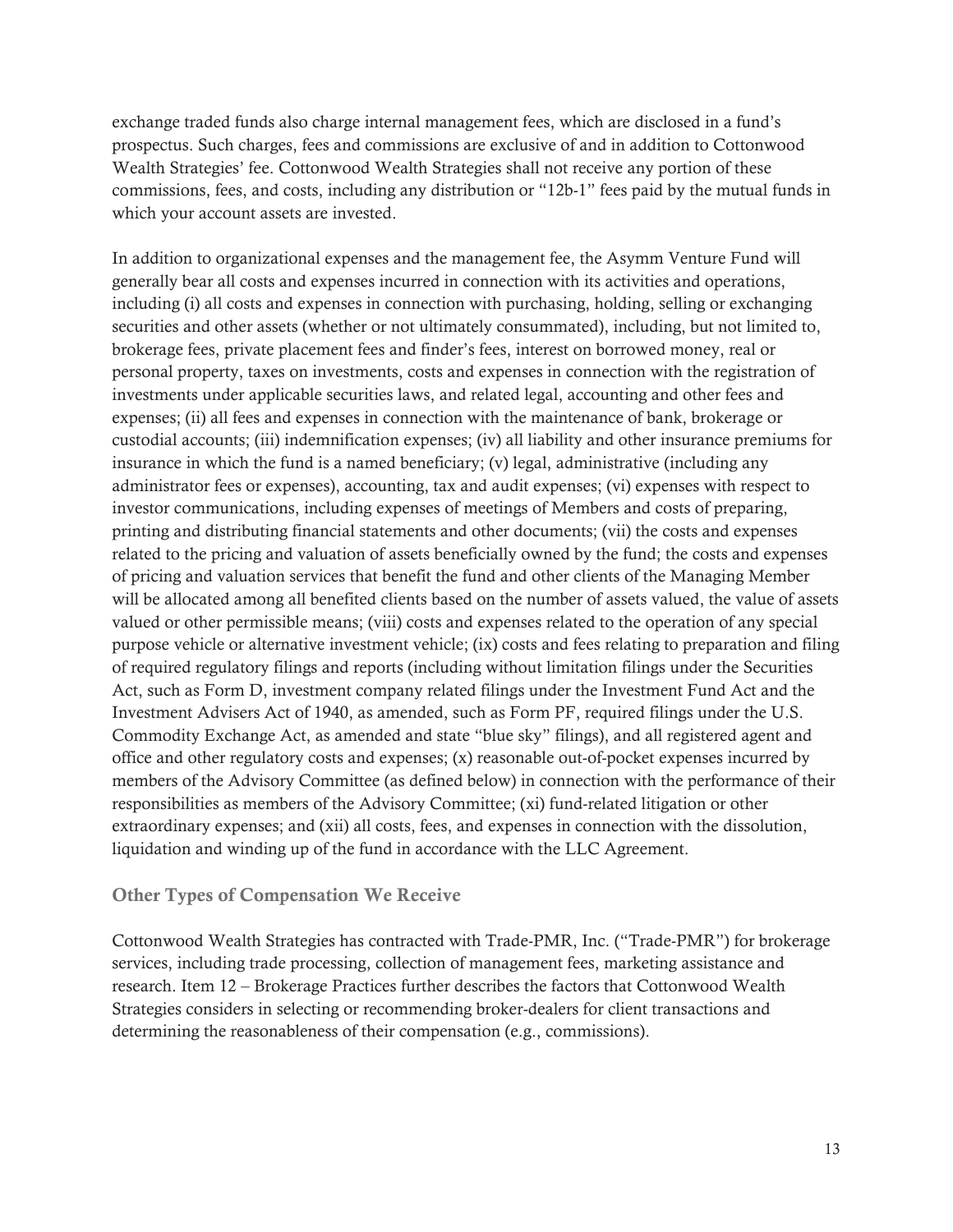exchange traded funds also charge internal management fees, which are disclosed in a fund's prospectus. Such charges, fees and commissions are exclusive of and in addition to Cottonwood Wealth Strategies' fee. Cottonwood Wealth Strategies shall not receive any portion of these commissions, fees, and costs, including any distribution or "12b-1" fees paid by the mutual funds in which your account assets are invested.

In addition to organizational expenses and the management fee, the Asymm Venture Fund will generally bear all costs and expenses incurred in connection with its activities and operations, including (i) all costs and expenses in connection with purchasing, holding, selling or exchanging securities and other assets (whether or not ultimately consummated), including, but not limited to, brokerage fees, private placement fees and finder's fees, interest on borrowed money, real or personal property, taxes on investments, costs and expenses in connection with the registration of investments under applicable securities laws, and related legal, accounting and other fees and expenses; (ii) all fees and expenses in connection with the maintenance of bank, brokerage or custodial accounts; (iii) indemnification expenses; (iv) all liability and other insurance premiums for insurance in which the fund is a named beneficiary; (v) legal, administrative (including any administrator fees or expenses), accounting, tax and audit expenses; (vi) expenses with respect to investor communications, including expenses of meetings of Members and costs of preparing, printing and distributing financial statements and other documents; (vii) the costs and expenses related to the pricing and valuation of assets beneficially owned by the fund; the costs and expenses of pricing and valuation services that benefit the fund and other clients of the Managing Member will be allocated among all benefited clients based on the number of assets valued, the value of assets valued or other permissible means; (viii) costs and expenses related to the operation of any special purpose vehicle or alternative investment vehicle; (ix) costs and fees relating to preparation and filing of required regulatory filings and reports (including without limitation filings under the Securities Act, such as Form D, investment company related filings under the Investment Fund Act and the Investment Advisers Act of 1940, as amended, such as Form PF, required filings under the U.S. Commodity Exchange Act, as amended and state "blue sky" filings), and all registered agent and office and other regulatory costs and expenses; (x) reasonable out-of-pocket expenses incurred by members of the Advisory Committee (as defined below) in connection with the performance of their responsibilities as members of the Advisory Committee; (xi) fund-related litigation or other extraordinary expenses; and (xii) all costs, fees, and expenses in connection with the dissolution, liquidation and winding up of the fund in accordance with the LLC Agreement.

### Other Types of Compensation We Receive

Cottonwood Wealth Strategies has contracted with Trade-PMR, Inc. ("Trade-PMR") for brokerage services, including trade processing, collection of management fees, marketing assistance and research. Item 12 – Brokerage Practices further describes the factors that Cottonwood Wealth Strategies considers in selecting or recommending broker-dealers for client transactions and determining the reasonableness of their compensation (e.g., commissions).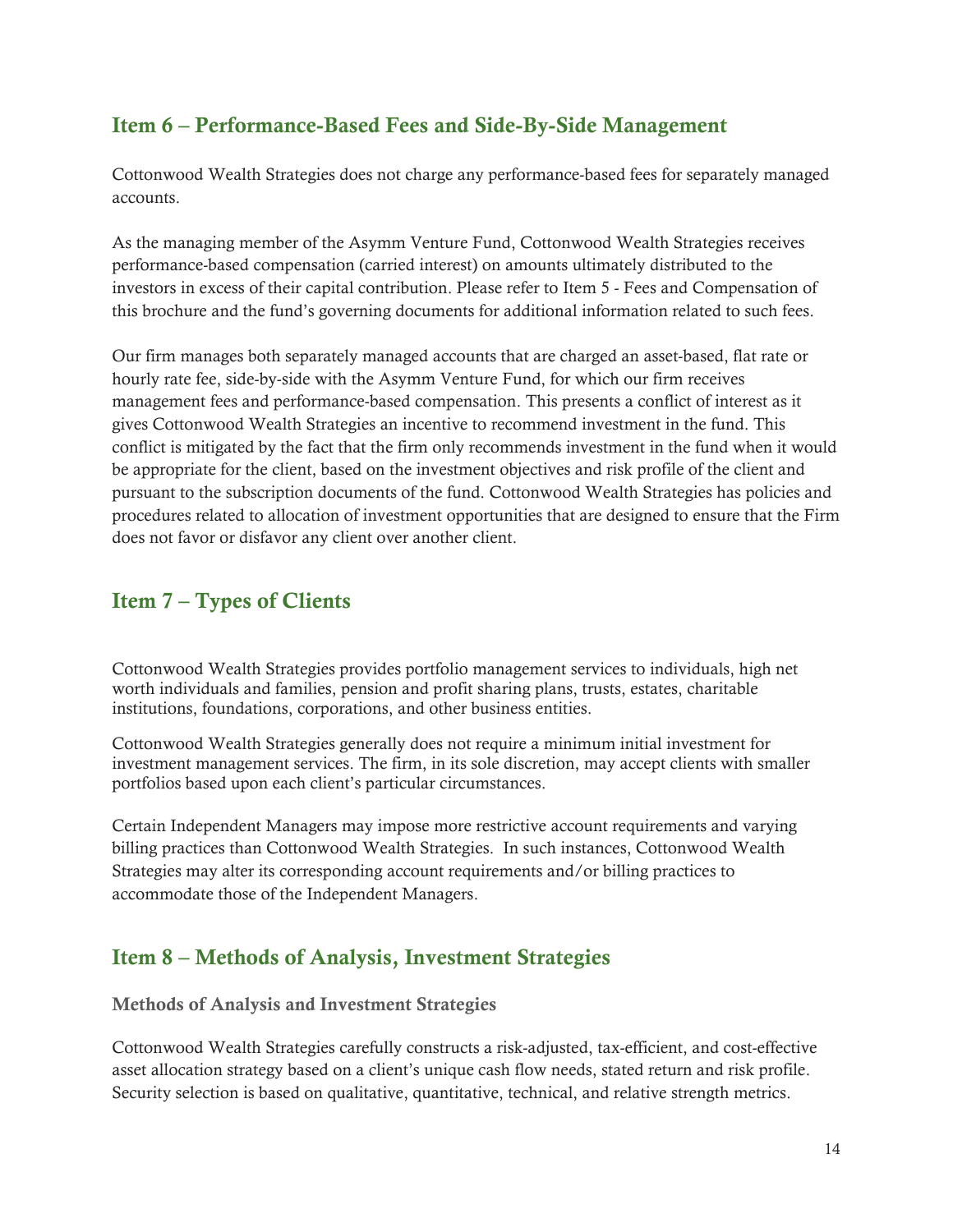## Item 6 – Performance-Based Fees and Side-By-Side Management

Cottonwood Wealth Strategies does not charge any performance-based fees for separately managed accounts.

As the managing member of the Asymm Venture Fund, Cottonwood Wealth Strategies receives performance-based compensation (carried interest) on amounts ultimately distributed to the investors in excess of their capital contribution. Please refer to Item 5 - Fees and Compensation of this brochure and the fund's governing documents for additional information related to such fees.

Our firm manages both separately managed accounts that are charged an asset-based, flat rate or hourly rate fee, side-by-side with the Asymm Venture Fund, for which our firm receives management fees and performance-based compensation. This presents a conflict of interest as it gives Cottonwood Wealth Strategies an incentive to recommend investment in the fund. This conflict is mitigated by the fact that the firm only recommends investment in the fund when it would be appropriate for the client, based on the investment objectives and risk profile of the client and pursuant to the subscription documents of the fund. Cottonwood Wealth Strategies has policies and procedures related to allocation of investment opportunities that are designed to ensure that the Firm does not favor or disfavor any client over another client.

## Item 7 – Types of Clients

Cottonwood Wealth Strategies provides portfolio management services to individuals, high net worth individuals and families, pension and profit sharing plans, trusts, estates, charitable institutions, foundations, corporations, and other business entities.

Cottonwood Wealth Strategies generally does not require a minimum initial investment for investment management services. The firm, in its sole discretion, may accept clients with smaller portfolios based upon each client's particular circumstances.

Certain Independent Managers may impose more restrictive account requirements and varying billing practices than Cottonwood Wealth Strategies. In such instances, Cottonwood Wealth Strategies may alter its corresponding account requirements and/or billing practices to accommodate those of the Independent Managers.

## Item 8 – Methods of Analysis, Investment Strategies

### Methods of Analysis and Investment Strategies

Cottonwood Wealth Strategies carefully constructs a risk-adjusted, tax-efficient, and cost-effective asset allocation strategy based on a client's unique cash flow needs, stated return and risk profile. Security selection is based on qualitative, quantitative, technical, and relative strength metrics.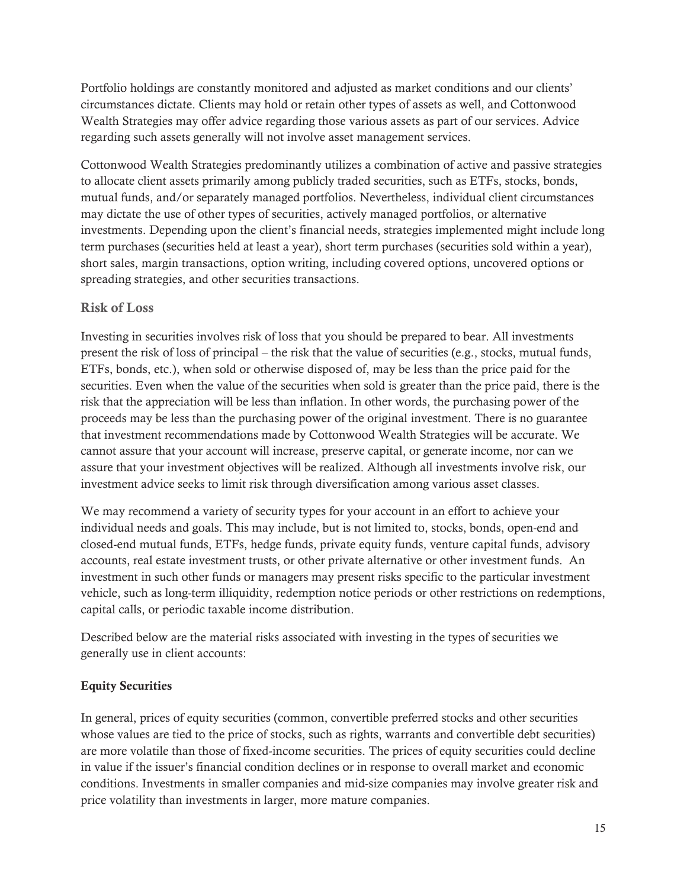Portfolio holdings are constantly monitored and adjusted as market conditions and our clients' circumstances dictate. Clients may hold or retain other types of assets as well, and Cottonwood Wealth Strategies may offer advice regarding those various assets as part of our services. Advice regarding such assets generally will not involve asset management services.

Cottonwood Wealth Strategies predominantly utilizes a combination of active and passive strategies to allocate client assets primarily among publicly traded securities, such as ETFs, stocks, bonds, mutual funds, and/or separately managed portfolios. Nevertheless, individual client circumstances may dictate the use of other types of securities, actively managed portfolios, or alternative investments. Depending upon the client's financial needs, strategies implemented might include long term purchases (securities held at least a year), short term purchases (securities sold within a year), short sales, margin transactions, option writing, including covered options, uncovered options or spreading strategies, and other securities transactions.

## Risk of Loss

Investing in securities involves risk of loss that you should be prepared to bear. All investments present the risk of loss of principal – the risk that the value of securities (e.g., stocks, mutual funds, ETFs, bonds, etc.), when sold or otherwise disposed of, may be less than the price paid for the securities. Even when the value of the securities when sold is greater than the price paid, there is the risk that the appreciation will be less than inflation. In other words, the purchasing power of the proceeds may be less than the purchasing power of the original investment. There is no guarantee that investment recommendations made by Cottonwood Wealth Strategies will be accurate. We cannot assure that your account will increase, preserve capital, or generate income, nor can we assure that your investment objectives will be realized. Although all investments involve risk, our investment advice seeks to limit risk through diversification among various asset classes.

We may recommend a variety of security types for your account in an effort to achieve your individual needs and goals. This may include, but is not limited to, stocks, bonds, open-end and closed-end mutual funds, ETFs, hedge funds, private equity funds, venture capital funds, advisory accounts, real estate investment trusts, or other private alternative or other investment funds. An investment in such other funds or managers may present risks specific to the particular investment vehicle, such as long-term illiquidity, redemption notice periods or other restrictions on redemptions, capital calls, or periodic taxable income distribution.

Described below are the material risks associated with investing in the types of securities we generally use in client accounts:

**Equity Securities**

In general, prices of equity securities (common, convertible preferred stocks and other securities whose values are tied to the price of stocks, such as rights, warrants and convertible debt securities) are more volatile than those of fixed-income securities. The prices of equity securities could decline in value if the issuer's financial condition declines or in response to overall market and economic conditions. Investments in smaller companies and mid-size companies may involve greater risk and price volatility than investments in larger, more mature companies.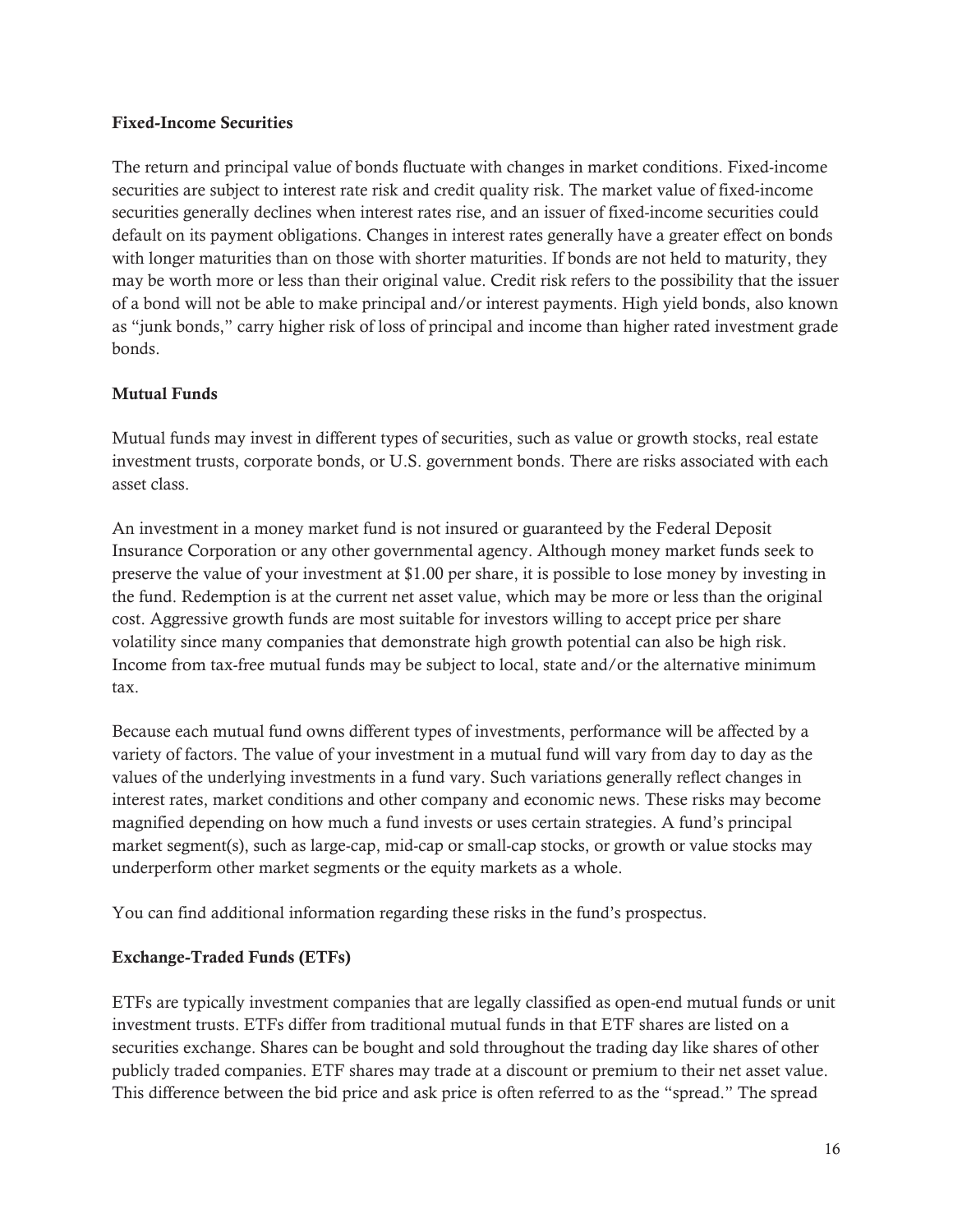### Fixed-Income Securities

The return and principal value of bonds fluctuate with changes in market conditions. Fixed-income securities are subject to interest rate risk and credit quality risk. The market value of fixed-income securities generally declines when interest rates rise, and an issuer of fixed-income securities could default on its payment obligations. Changes in interest rates generally have a greater effect on bonds with longer maturities than on those with shorter maturities. If bonds are not held to maturity, they may be worth more or less than their original value. Credit risk refers to the possibility that the issuer of a bond will not be able to make principal and/or interest payments. High yield bonds, also known as "junk bonds," carry higher risk of loss of principal and income than higher rated investment grade bonds.

### Mutual Funds

Mutual funds may invest in different types of securities, such as value or growth stocks, real estate investment trusts, corporate bonds, or U.S. government bonds. There are risks associated with each asset class.

An investment in a money market fund is not insured or guaranteed by the Federal Deposit Insurance Corporation or any other governmental agency. Although money market funds seek to preserve the value of your investment at $1.00 per share, it is possible to lose money by investing in the fund. Redemption is at the current net asset value, which may be more or less than the original cost. Aggressive growth funds are most suitable for investors willing to accept price per share volatility since many companies that demonstrate high growth potential can also be high risk. Income from tax-free mutual funds may be subject to local, state and/or the alternative minimum tax.

Because each mutual fund owns different types of investments, performance will be affected by a variety of factors. The value of your investment in a mutual fund will vary from day to day as the values of the underlying investments in a fund vary. Such variations generally reflect changes in interest rates, market conditions and other company and economic news. These risks may become magnified depending on how much a fund invests or uses certain strategies. A fund's principal market segment(s), such as large-cap, mid-cap or small-cap stocks, or growth or value stocks may underperform other market segments or the equity markets as a whole.

You can find additional information regarding these risks in the fund's prospectus.

### Exchange-Traded Funds (ETFs)

ETFs are typically investment companies that are legally classified as open-end mutual funds or unit investment trusts. ETFs differ from traditional mutual funds in that ETF shares are listed on a securities exchange. Shares can be bought and sold throughout the trading day like shares of other publicly traded companies. ETF shares may trade at a discount or premium to their net asset value. This difference between the bid price and ask price is often referred to as the "spread." The spread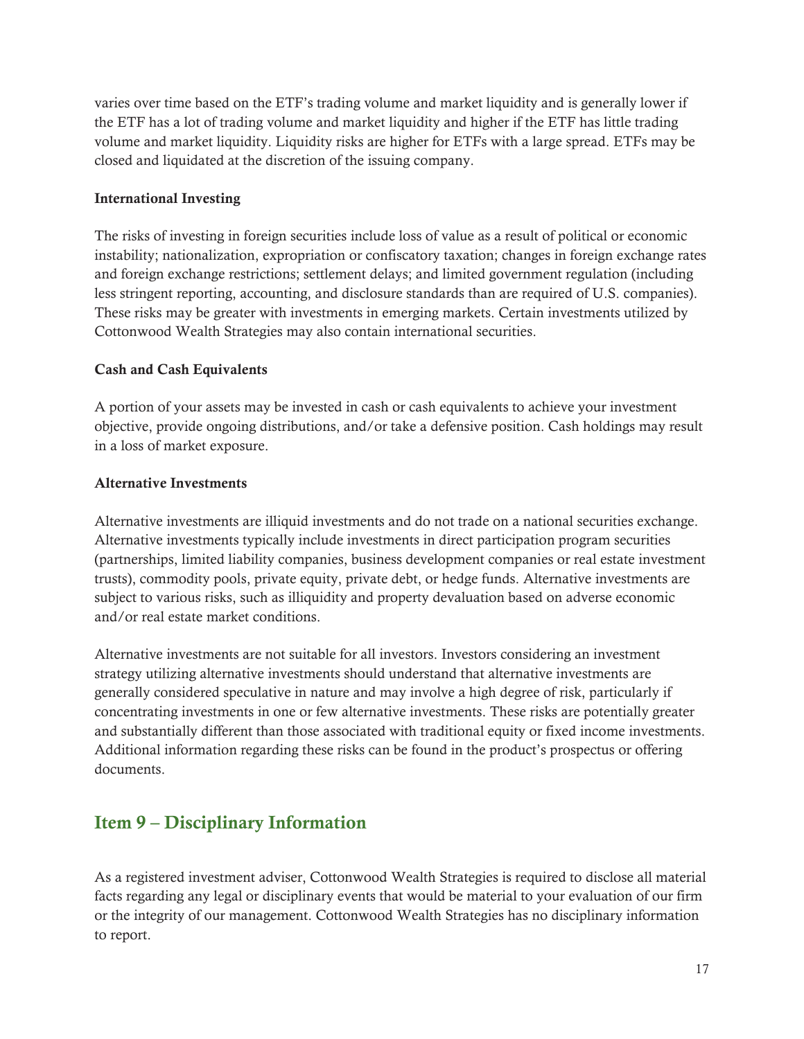varies over time based on the ETF's trading volume and market liquidity and is generally lower if the ETF has a lot of trading volume and market liquidity and higher if the ETF has little trading volume and market liquidity. Liquidity risks are higher for ETFs with a large spread. ETFs may be closed and liquidated at the discretion of the issuing company.

**International Investing**

The risks of investing in foreign securities include loss of value as a result of political or economic instability; nationalization, expropriation or confiscatory taxation; changes in foreign exchange rates and foreign exchange restrictions; settlement delays; and limited government regulation (including less stringent reporting, accounting, and disclosure standards than are required of U.S. companies). These risks may be greater with investments in emerging markets. Certain investments utilized by Cottonwood Wealth Strategies may also contain international securities.

**Cash and Cash Equivalents**

A portion of your assets may be invested in cash or cash equivalents to achieve your investment objective, provide ongoing distributions, and/or take a defensive position. Cash holdings may result in a loss of market exposure.

**Alternative Investments**

Alternative investments are illiquid investments and do not trade on a national securities exchange. Alternative investments typically include investments in direct participation program securities (partnerships, limited liability companies, business development companies or real estate investment trusts), commodity pools, private equity, private debt, or hedge funds. Alternative investments are subject to various risks, such as illiquidity and property devaluation based on adverse economic and/or real estate market conditions.

Alternative investments are not suitable for all investors. Investors considering an investment strategy utilizing alternative investments should understand that alternative investments are generally considered speculative in nature and may involve a high degree of risk, particularly if concentrating investments in one or few alternative investments. These risks are potentially greater and substantially different than those associated with traditional equity or fixed income investments. Additional information regarding these risks can be found in the product's prospectus or offering documents.

## Item 9 – Disciplinary Information

As a registered investment adviser, Cottonwood Wealth Strategies is required to disclose all material facts regarding any legal or disciplinary events that would be material to your evaluation of our firm or the integrity of our management. Cottonwood Wealth Strategies has no disciplinary information to report.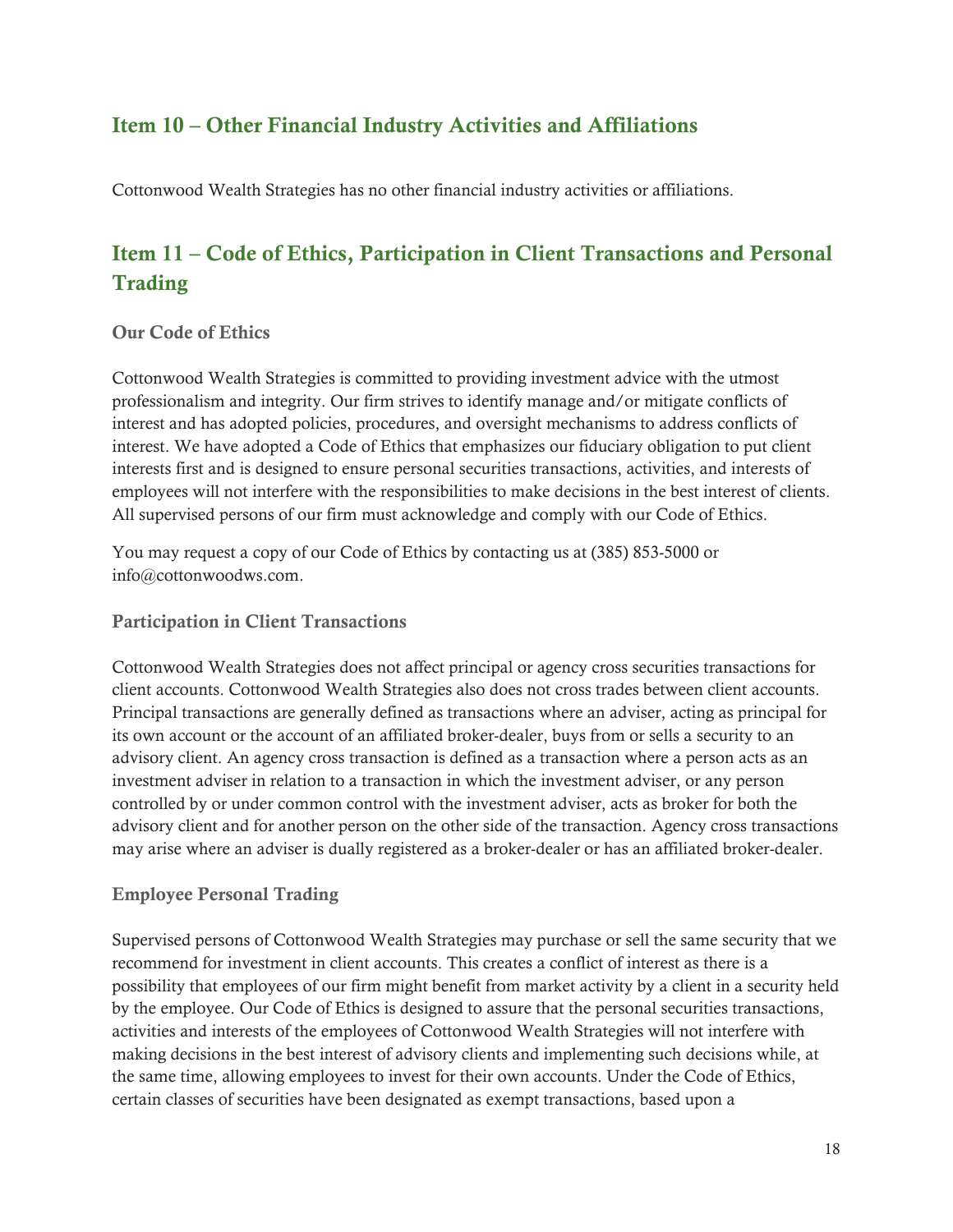## Item 10 – Other Financial Industry Activities and Affiliations

Cottonwood Wealth Strategies has no other financial industry activities or affiliations.

## Item 11 – Code of Ethics, Participation in Client Transactions and Personal Trading

### Our Code of Ethics

Cottonwood Wealth Strategies is committed to providing investment advice with the utmost professionalism and integrity. Our firm strives to identify manage and/or mitigate conflicts of interest and has adopted policies, procedures, and oversight mechanisms to address conflicts of interest. We have adopted a Code of Ethics that emphasizes our fiduciary obligation to put client interests first and is designed to ensure personal securities transactions, activities, and interests of employees will not interfere with the responsibilities to make decisions in the best interest of clients. All supervised persons of our firm must acknowledge and comply with our Code of Ethics.

You may request a copy of our Code of Ethics by contacting us at (385) 853-5000 or info@cottonwoodws.com.

### Participation in Client Transactions

Cottonwood Wealth Strategies does not affect principal or agency cross securities transactions for client accounts. Cottonwood Wealth Strategies also does not cross trades between client accounts. Principal transactions are generally defined as transactions where an adviser, acting as principal for its own account or the account of an affiliated broker-dealer, buys from or sells a security to an advisory client. An agency cross transaction is defined as a transaction where a person acts as an investment adviser in relation to a transaction in which the investment adviser, or any person controlled by or under common control with the investment adviser, acts as broker for both the advisory client and for another person on the other side of the transaction. Agency cross transactions may arise where an adviser is dually registered as a broker-dealer or has an affiliated broker-dealer.

### Employee Personal Trading

Supervised persons of Cottonwood Wealth Strategies may purchase or sell the same security that we recommend for investment in client accounts. This creates a conflict of interest as there is a possibility that employees of our firm might benefit from market activity by a client in a security held by the employee. Our Code of Ethics is designed to assure that the personal securities transactions, activities and interests of the employees of Cottonwood Wealth Strategies will not interfere with making decisions in the best interest of advisory clients and implementing such decisions while, at the same time, allowing employees to invest for their own accounts. Under the Code of Ethics, certain classes of securities have been designated as exempt transactions, based upon a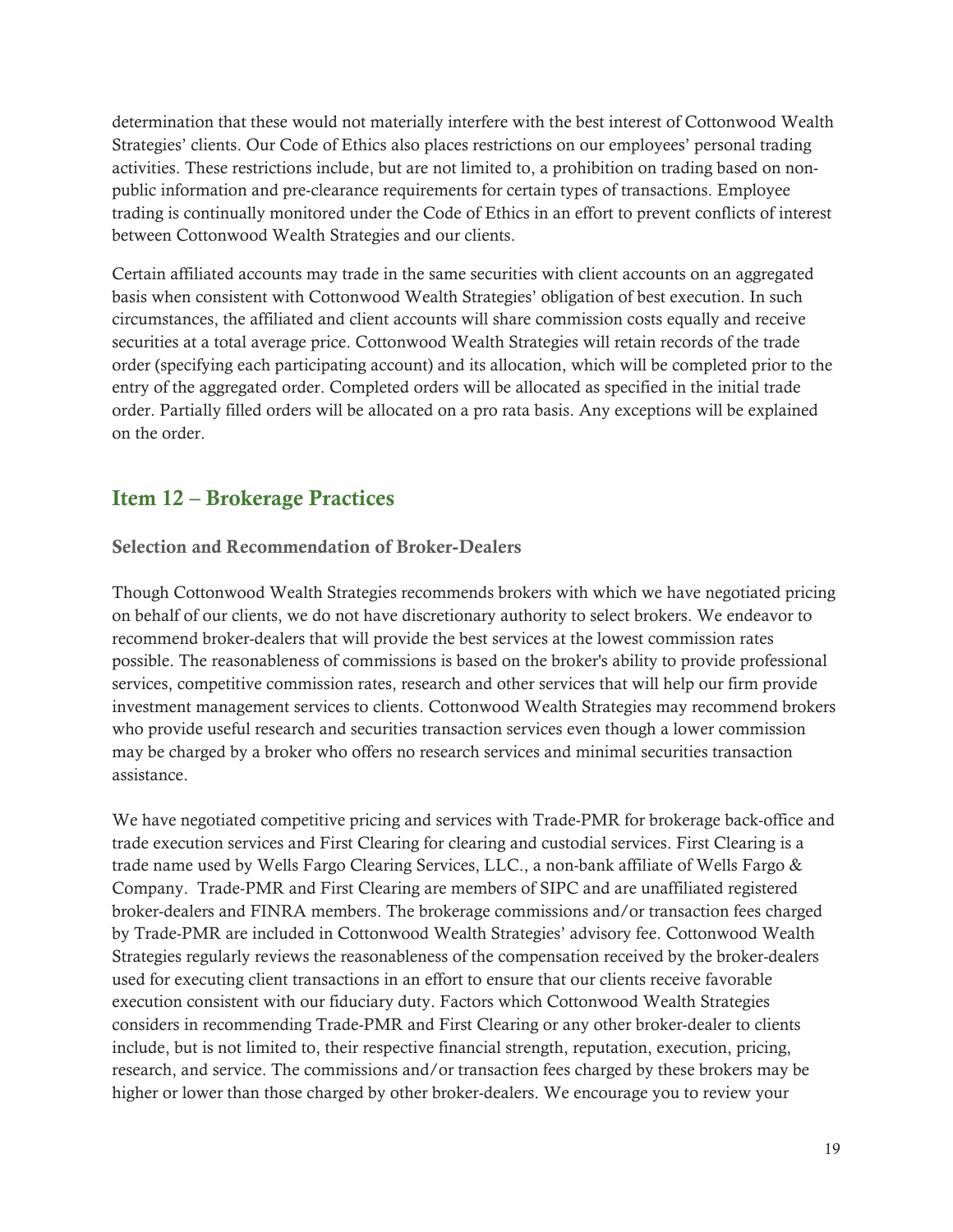determination that these would not materially interfere with the best interest of Cottonwood Wealth Strategies' clients. Our Code of Ethics also places restrictions on our employees' personal trading activities. These restrictions include, but are not limited to, a prohibition on trading based on non-public information and pre-clearance requirements for certain types of transactions. Employee trading is continually monitored under the Code of Ethics in an effort to prevent conflicts of interest between Cottonwood Wealth Strategies and our clients.

Certain affiliated accounts may trade in the same securities with client accounts on an aggregated basis when consistent with Cottonwood Wealth Strategies' obligation of best execution. In such circumstances, the affiliated and client accounts will share commission costs equally and receive securities at a total average price. Cottonwood Wealth Strategies will retain records of the trade order (specifying each participating account) and its allocation, which will be completed prior to the entry of the aggregated order. Completed orders will be allocated as specified in the initial trade order. Partially filled orders will be allocated on a pro rata basis. Any exceptions will be explained on the order.

## Item 12 – Brokerage Practices

### Selection and Recommendation of Broker-Dealers

Though Cottonwood Wealth Strategies recommends brokers with which we have negotiated pricing on behalf of our clients, we do not have discretionary authority to select brokers. We endeavor to recommend broker-dealers that will provide the best services at the lowest commission rates possible. The reasonableness of commissions is based on the broker's ability to provide professional services, competitive commission rates, research and other services that will help our firm provide investment management services to clients. Cottonwood Wealth Strategies may recommend brokers who provide useful research and securities transaction services even though a lower commission may be charged by a broker who offers no research services and minimal securities transaction assistance.

We have negotiated competitive pricing and services with Trade-PMR for brokerage back-office and trade execution services and First Clearing for clearing and custodial services. First Clearing is a trade name used by Wells Fargo Clearing Services, LLC., a non-bank affiliate of Wells Fargo & Company. Trade-PMR and First Clearing are members of SIPC and are unaffiliated registered broker-dealers and FINRA members. The brokerage commissions and/or transaction fees charged by Trade-PMR are included in Cottonwood Wealth Strategies' advisory fee. Cottonwood Wealth Strategies regularly reviews the reasonableness of the compensation received by the broker-dealers used for executing client transactions in an effort to ensure that our clients receive favorable execution consistent with our fiduciary duty. Factors which Cottonwood Wealth Strategies considers in recommending Trade-PMR and First Clearing or any other broker-dealer to clients include, but is not limited to, their respective financial strength, reputation, execution, pricing, research, and service. The commissions and/or transaction fees charged by these brokers may be higher or lower than those charged by other broker-dealers. We encourage you to review your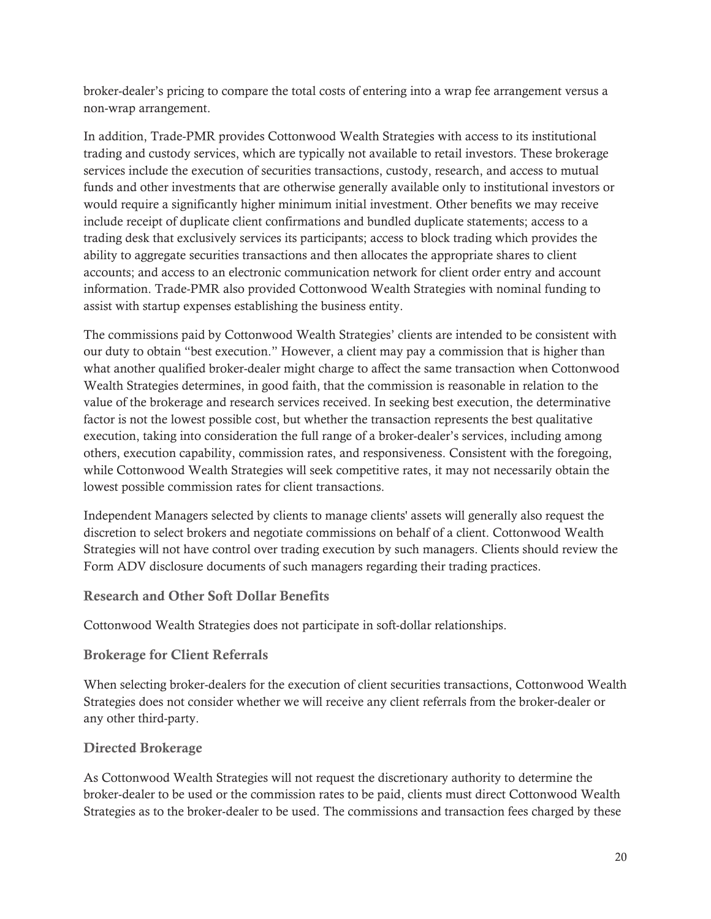broker-dealer's pricing to compare the total costs of entering into a wrap fee arrangement versus a non-wrap arrangement.

In addition, Trade-PMR provides Cottonwood Wealth Strategies with access to its institutional trading and custody services, which are typically not available to retail investors. These brokerage services include the execution of securities transactions, custody, research, and access to mutual funds and other investments that are otherwise generally available only to institutional investors or would require a significantly higher minimum initial investment. Other benefits we may receive include receipt of duplicate client confirmations and bundled duplicate statements; access to a trading desk that exclusively services its participants; access to block trading which provides the ability to aggregate securities transactions and then allocates the appropriate shares to client accounts; and access to an electronic communication network for client order entry and account information. Trade-PMR also provided Cottonwood Wealth Strategies with nominal funding to assist with startup expenses establishing the business entity.

The commissions paid by Cottonwood Wealth Strategies' clients are intended to be consistent with our duty to obtain "best execution." However, a client may pay a commission that is higher than what another qualified broker-dealer might charge to affect the same transaction when Cottonwood Wealth Strategies determines, in good faith, that the commission is reasonable in relation to the value of the brokerage and research services received. In seeking best execution, the determinative factor is not the lowest possible cost, but whether the transaction represents the best qualitative execution, taking into consideration the full range of a broker-dealer's services, including among others, execution capability, commission rates, and responsiveness. Consistent with the foregoing, while Cottonwood Wealth Strategies will seek competitive rates, it may not necessarily obtain the lowest possible commission rates for client transactions.

Independent Managers selected by clients to manage clients' assets will generally also request the discretion to select brokers and negotiate commissions on behalf of a client. Cottonwood Wealth Strategies will not have control over trading execution by such managers. Clients should review the Form ADV disclosure documents of such managers regarding their trading practices.

### Research and Other Soft Dollar Benefits

Cottonwood Wealth Strategies does not participate in soft-dollar relationships.

### Brokerage for Client Referrals

When selecting broker-dealers for the execution of client securities transactions, Cottonwood Wealth Strategies does not consider whether we will receive any client referrals from the broker-dealer or any other third-party.

### Directed Brokerage

As Cottonwood Wealth Strategies will not request the discretionary authority to determine the broker-dealer to be used or the commission rates to be paid, clients must direct Cottonwood Wealth Strategies as to the broker-dealer to be used. The commissions and transaction fees charged by these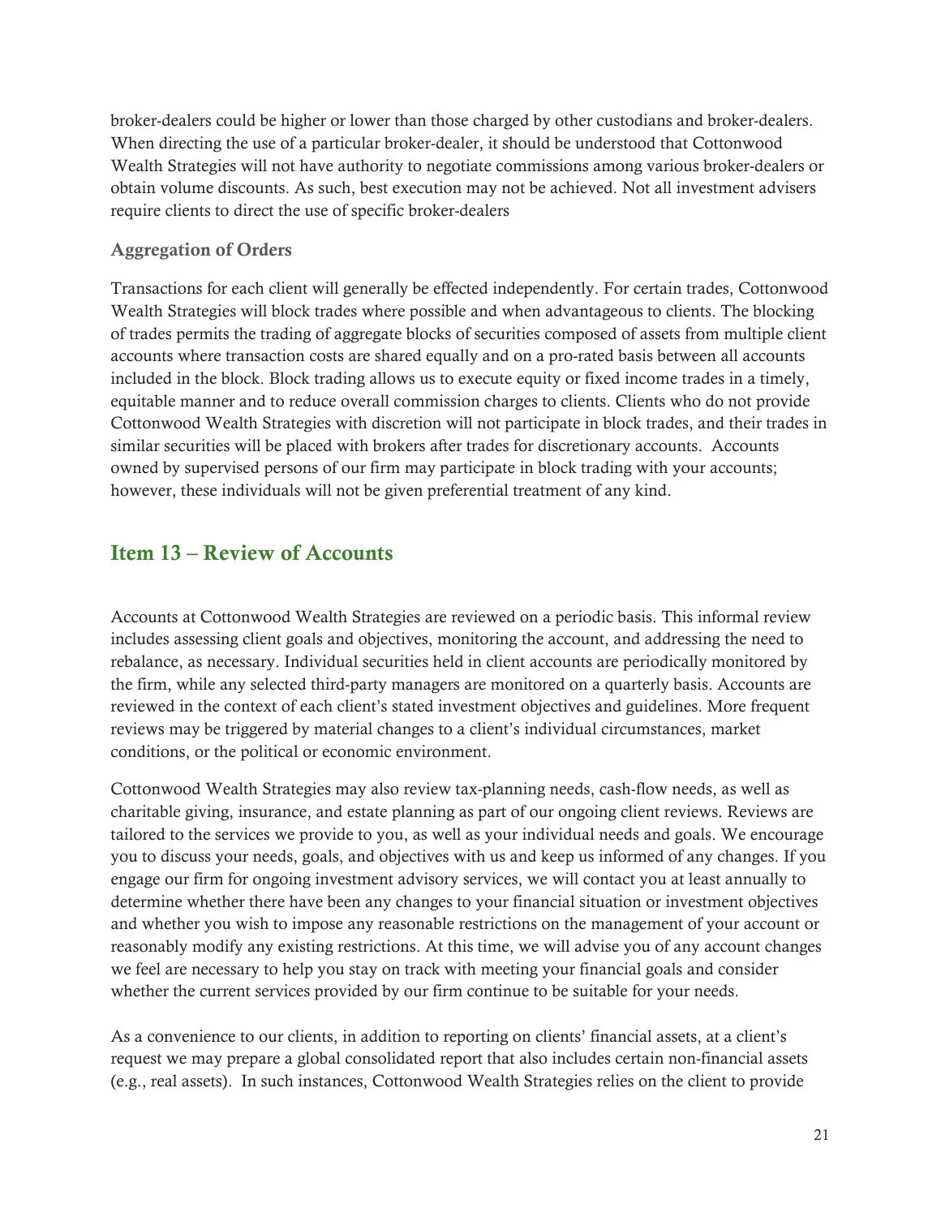broker-dealers could be higher or lower than those charged by other custodians and broker-dealers. When directing the use of a particular broker-dealer, it should be understood that Cottonwood Wealth Strategies will not have authority to negotiate commissions among various broker-dealers or obtain volume discounts. As such, best execution may not be achieved. Not all investment advisers require clients to direct the use of specific broker-dealers

### Aggregation of Orders

Transactions for each client will generally be effected independently. For certain trades, Cottonwood Wealth Strategies will block trades where possible and when advantageous to clients. The blocking of trades permits the trading of aggregate blocks of securities composed of assets from multiple client accounts where transaction costs are shared equally and on a pro-rated basis between all accounts included in the block. Block trading allows us to execute equity or fixed income trades in a timely, equitable manner and to reduce overall commission charges to clients. Clients who do not provide Cottonwood Wealth Strategies with discretion will not participate in block trades, and their trades in similar securities will be placed with brokers after trades for discretionary accounts. Accounts owned by supervised persons of our firm may participate in block trading with your accounts; however, these individuals will not be given preferential treatment of any kind.

## Item 13 – Review of Accounts

Accounts at Cottonwood Wealth Strategies are reviewed on a periodic basis. This informal review includes assessing client goals and objectives, monitoring the account, and addressing the need to rebalance, as necessary. Individual securities held in client accounts are periodically monitored by the firm, while any selected third-party managers are monitored on a quarterly basis. Accounts are reviewed in the context of each client's stated investment objectives and guidelines. More frequent reviews may be triggered by material changes to a client's individual circumstances, market conditions, or the political or economic environment.

Cottonwood Wealth Strategies may also review tax-planning needs, cash-flow needs, as well as charitable giving, insurance, and estate planning as part of our ongoing client reviews. Reviews are tailored to the services we provide to you, as well as your individual needs and goals. We encourage you to discuss your needs, goals, and objectives with us and keep us informed of any changes. If you engage our firm for ongoing investment advisory services, we will contact you at least annually to determine whether there have been any changes to your financial situation or investment objectives and whether you wish to impose any reasonable restrictions on the management of your account or reasonably modify any existing restrictions. At this time, we will advise you of any account changes we feel are necessary to help you stay on track with meeting your financial goals and consider whether the current services provided by our firm continue to be suitable for your needs.

As a convenience to our clients, in addition to reporting on clients' financial assets, at a client's request we may prepare a global consolidated report that also includes certain non-financial assets (e.g., real assets). In such instances, Cottonwood Wealth Strategies relies on the client to provide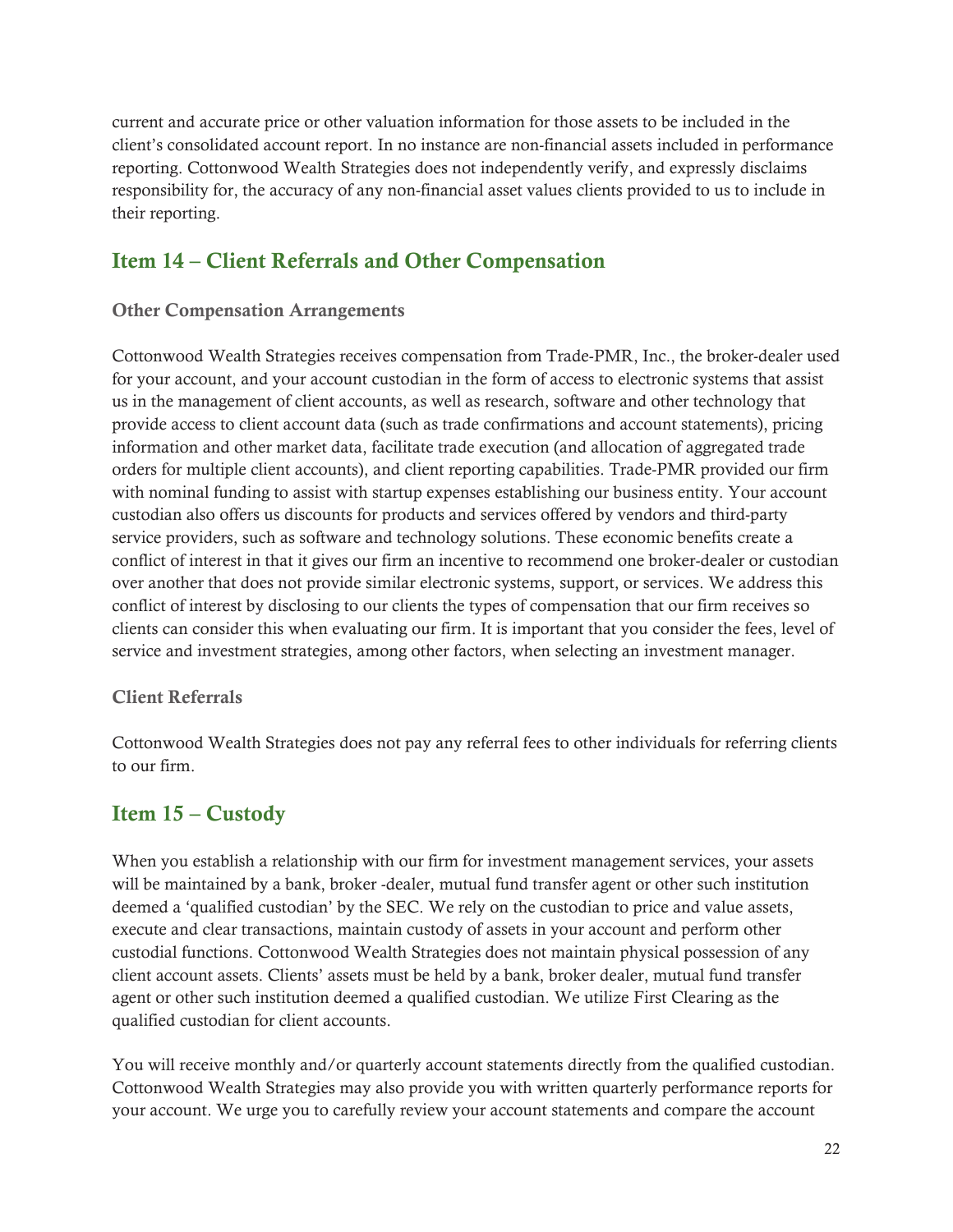current and accurate price or other valuation information for those assets to be included in the client's consolidated account report. In no instance are non-financial assets included in performance reporting. Cottonwood Wealth Strategies does not independently verify, and expressly disclaims responsibility for, the accuracy of any non-financial asset values clients provided to us to include in their reporting.

## Item 14 – Client Referrals and Other Compensation

### Other Compensation Arrangements

Cottonwood Wealth Strategies receives compensation from Trade-PMR, Inc., the broker-dealer used for your account, and your account custodian in the form of access to electronic systems that assist us in the management of client accounts, as well as research, software and other technology that provide access to client account data (such as trade confirmations and account statements), pricing information and other market data, facilitate trade execution (and allocation of aggregated trade orders for multiple client accounts), and client reporting capabilities. Trade-PMR provided our firm with nominal funding to assist with startup expenses establishing our business entity. Your account custodian also offers us discounts for products and services offered by vendors and third-party service providers, such as software and technology solutions. These economic benefits create a conflict of interest in that it gives our firm an incentive to recommend one broker-dealer or custodian over another that does not provide similar electronic systems, support, or services. We address this conflict of interest by disclosing to our clients the types of compensation that our firm receives so clients can consider this when evaluating our firm. It is important that you consider the fees, level of service and investment strategies, among other factors, when selecting an investment manager.

### Client Referrals

Cottonwood Wealth Strategies does not pay any referral fees to other individuals for referring clients to our firm.

## Item 15 – Custody

When you establish a relationship with our firm for investment management services, your assets will be maintained by a bank, broker -dealer, mutual fund transfer agent or other such institution deemed a 'qualified custodian' by the SEC. We rely on the custodian to price and value assets, execute and clear transactions, maintain custody of assets in your account and perform other custodial functions. Cottonwood Wealth Strategies does not maintain physical possession of any client account assets. Clients' assets must be held by a bank, broker dealer, mutual fund transfer agent or other such institution deemed a qualified custodian. We utilize First Clearing as the qualified custodian for client accounts.

You will receive monthly and/or quarterly account statements directly from the qualified custodian. Cottonwood Wealth Strategies may also provide you with written quarterly performance reports for your account. We urge you to carefully review your account statements and compare the account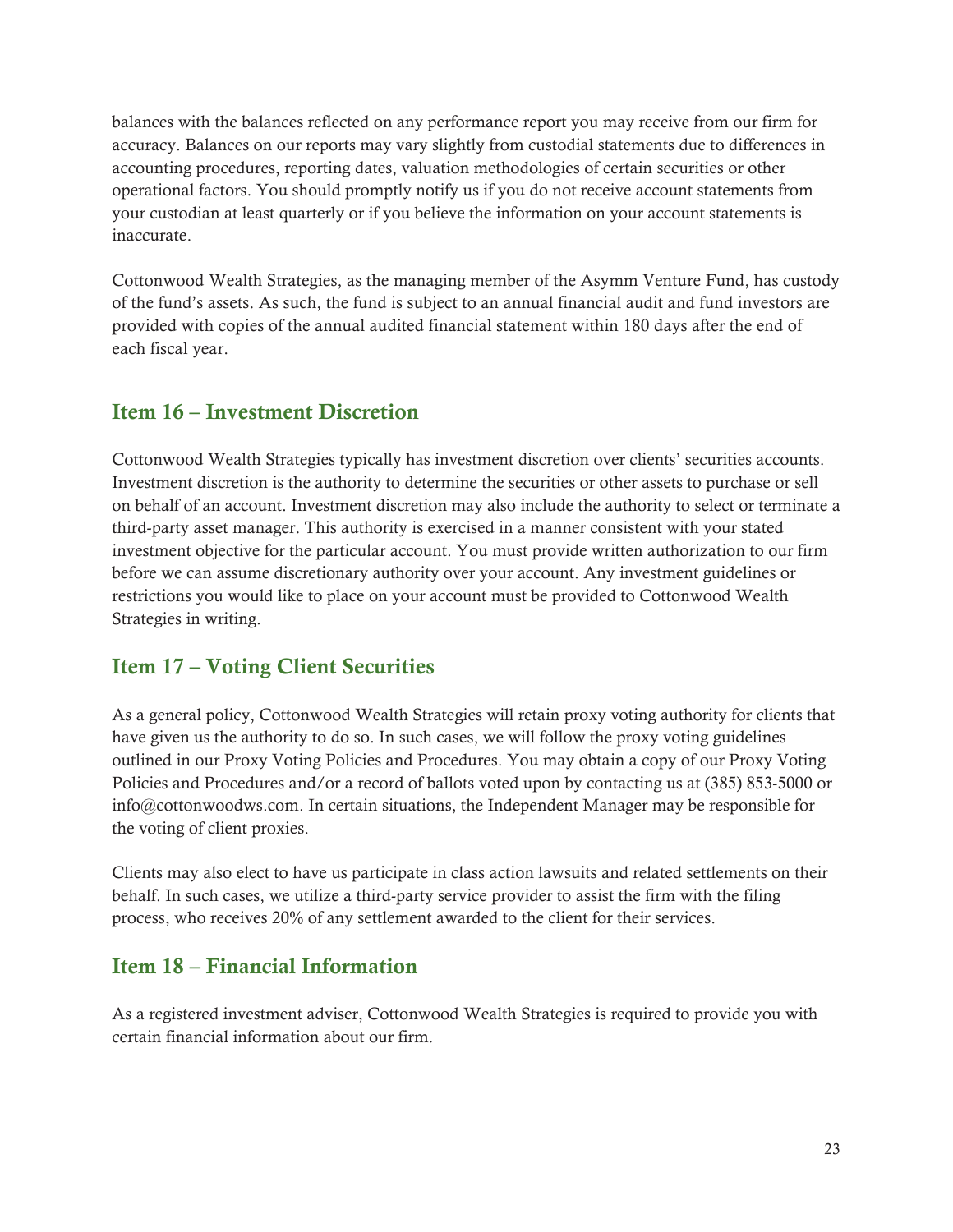balances with the balances reflected on any performance report you may receive from our firm for accuracy. Balances on our reports may vary slightly from custodial statements due to differences in accounting procedures, reporting dates, valuation methodologies of certain securities or other operational factors. You should promptly notify us if you do not receive account statements from your custodian at least quarterly or if you believe the information on your account statements is inaccurate.

Cottonwood Wealth Strategies, as the managing member of the Asymm Venture Fund, has custody of the fund's assets. As such, the fund is subject to an annual financial audit and fund investors are provided with copies of the annual audited financial statement within 180 days after the end of each fiscal year.

## Item 16 – Investment Discretion

Cottonwood Wealth Strategies typically has investment discretion over clients' securities accounts. Investment discretion is the authority to determine the securities or other assets to purchase or sell on behalf of an account. Investment discretion may also include the authority to select or terminate a third-party asset manager. This authority is exercised in a manner consistent with your stated investment objective for the particular account. You must provide written authorization to our firm before we can assume discretionary authority over your account. Any investment guidelines or restrictions you would like to place on your account must be provided to Cottonwood Wealth Strategies in writing.

## Item 17 – Voting Client Securities

As a general policy, Cottonwood Wealth Strategies will retain proxy voting authority for clients that have given us the authority to do so. In such cases, we will follow the proxy voting guidelines outlined in our Proxy Voting Policies and Procedures. You may obtain a copy of our Proxy Voting Policies and Procedures and/or a record of ballots voted upon by contacting us at (385) 853-5000 or info@cottonwoodws.com. In certain situations, the Independent Manager may be responsible for the voting of client proxies.

Clients may also elect to have us participate in class action lawsuits and related settlements on their behalf. In such cases, we utilize a third-party service provider to assist the firm with the filing process, who receives 20% of any settlement awarded to the client for their services.

## Item 18 – Financial Information

As a registered investment adviser, Cottonwood Wealth Strategies is required to provide you with certain financial information about our firm.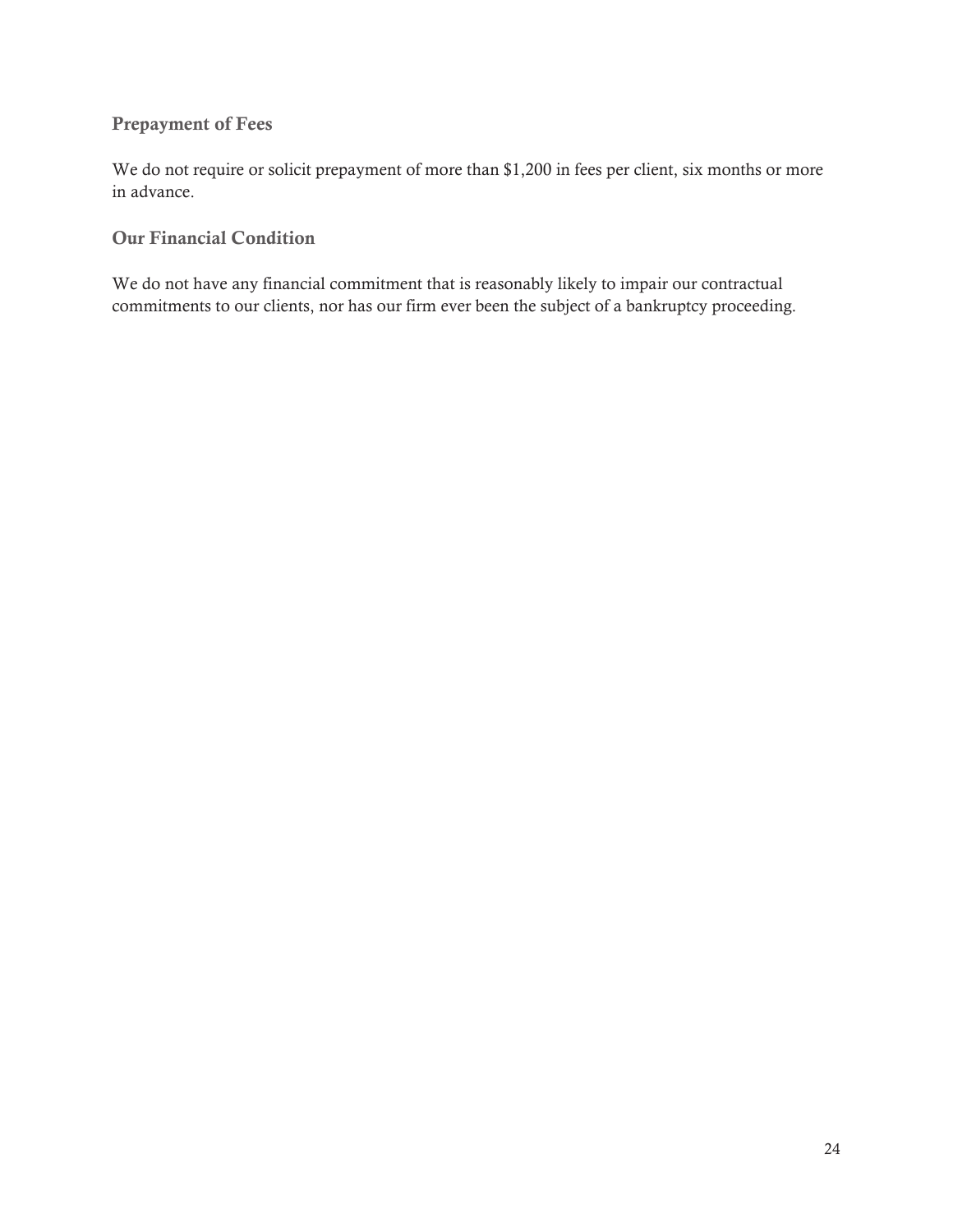### Prepayment of Fees

We do not require or solicit prepayment of more than $1,200 in fees per client, six months or more in advance.

### Our Financial Condition

We do not have any financial commitment that is reasonably likely to impair our contractual commitments to our clients, nor has our firm ever been the subject of a bankruptcy proceeding.